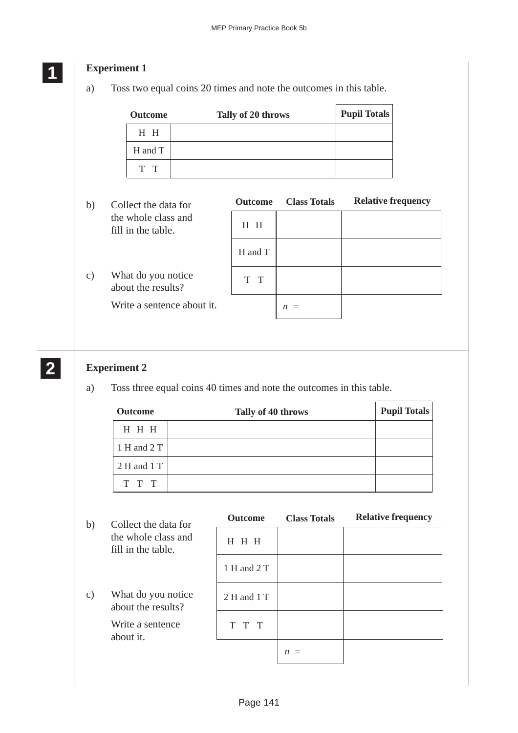**1**

**Experiment 1**

a) Toss two equal coins 20 times and note the outcomes in this table.

| Outcome | Tally of 20 throws | Pupil Totals |
|---|---|---|
| H H | | |
| H and T | | |
| T T | | |

b) Collect the data for the whole class and fill in the table.

c) What do you notice about the results?

Write a sentence about it.

| Outcome | Class Totals | Relative frequency |
|---|---|---|
| H H | | |
| H and T | | |
| T T | | |
| | $n$ = | |

**2**

**Experiment 2**

a) Toss three equal coins 40 times and note the outcomes in this table.

| Outcome | Tally of 40 throws | Pupil Totals |
|---|---|---|
| H H H | | |
| 1 H and 2 T | | |
| 2 H and 1 T | | |
| T T T | | |

b) Collect the data for the whole class and fill in the table.

c) What do you notice about the results?

Write a sentence about it.

| Outcome | Class Totals | Relative frequency |
|---|---|---|
| H H H | | |
| 1 H and 2 T | | |
| 2 H and 1 T | | |
| T T T | | |
| | $n$ = | |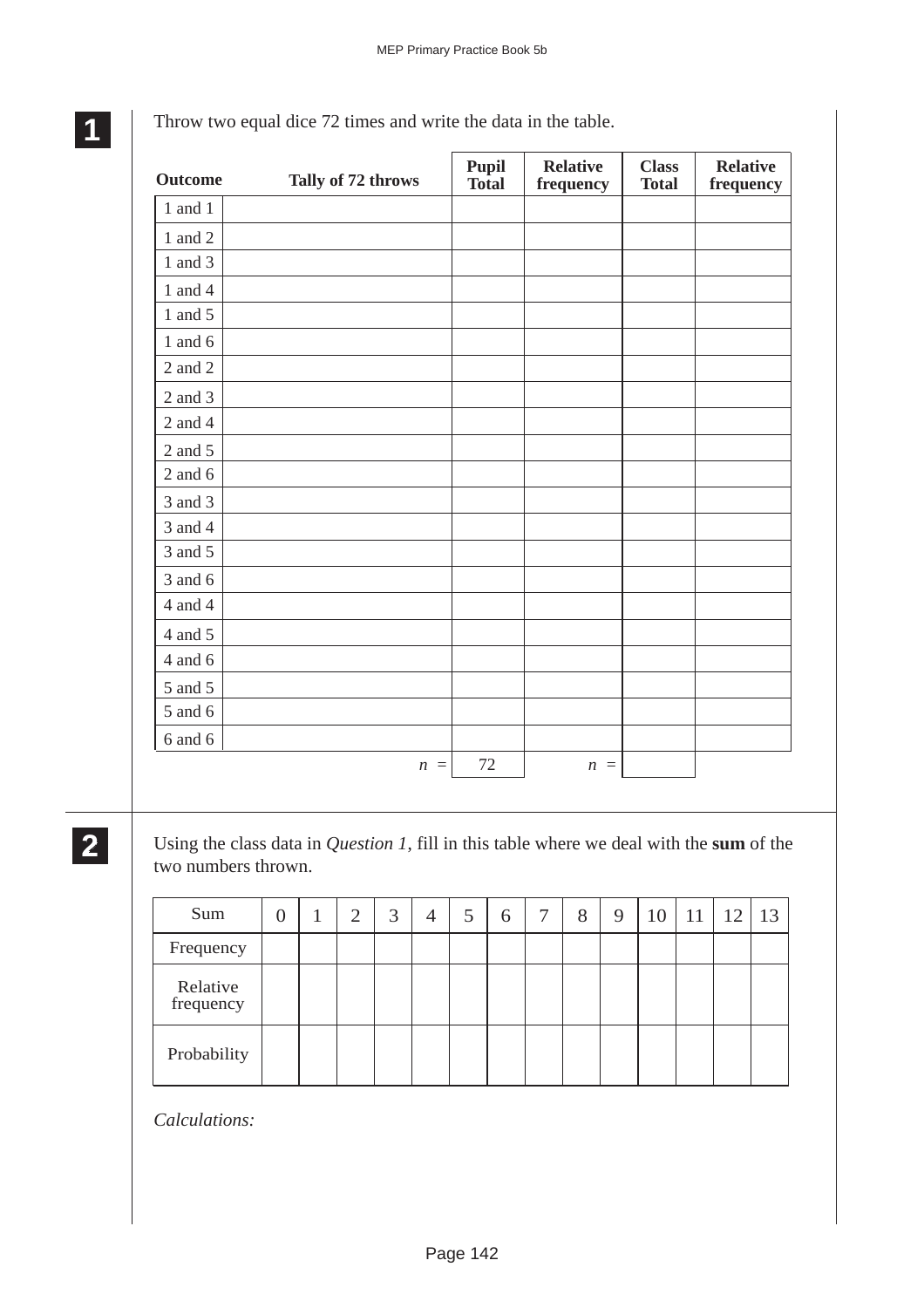**1**

Throw two equal dice 72 times and write the data in the table.

| Outcome | Tally of 72 throws | Pupil Total | Relative frequency | Class Total | Relative frequency |
|---|---|---|---|---|---|
| 1 and 1 | | | | | |
| 1 and 2 | | | | | |
| 1 and 3 | | | | | |
| 1 and 4 | | | | | |
| 1 and 5 | | | | | |
| 1 and 6 | | | | | |
| 2 and 2 | | | | | |
| 2 and 3 | | | | | |
| 2 and 4 | | | | | |
| 2 and 5 | | | | | |
| 2 and 6 | | | | | |
| 3 and 3 | | | | | |
| 3 and 4 | | | | | |
| 3 and 5 | | | | | |
| 3 and 6 | | | | | |
| 4 and 4 | | | | | |
| 4 and 5 | | | | | |
| 4 and 6 | | | | | |
| 5 and 5 | | | | | |
| 5 and 6 | | | | | |
| 6 and 6 | | | | | |
| | $n$ = | 72 | $n$ = | | |

**2**

Using the class data in *Question 1*, fill in this table where we deal with the **sum** of the two numbers thrown.

| Sum | 0 | 1 | 2 | 3 | 4 | 5 | 6 | 7 | 8 | 9 | 10 | 11 | 12 | 13 |
|---|---|---|---|---|---|---|---|---|---|---|---|---|---|---|
| Frequency | | | | | | | | | | | | | | |
| Relative frequency | | | | | | | | | | | | | | |
| Probability | | | | | | | | | | | | | | |

*Calculations:*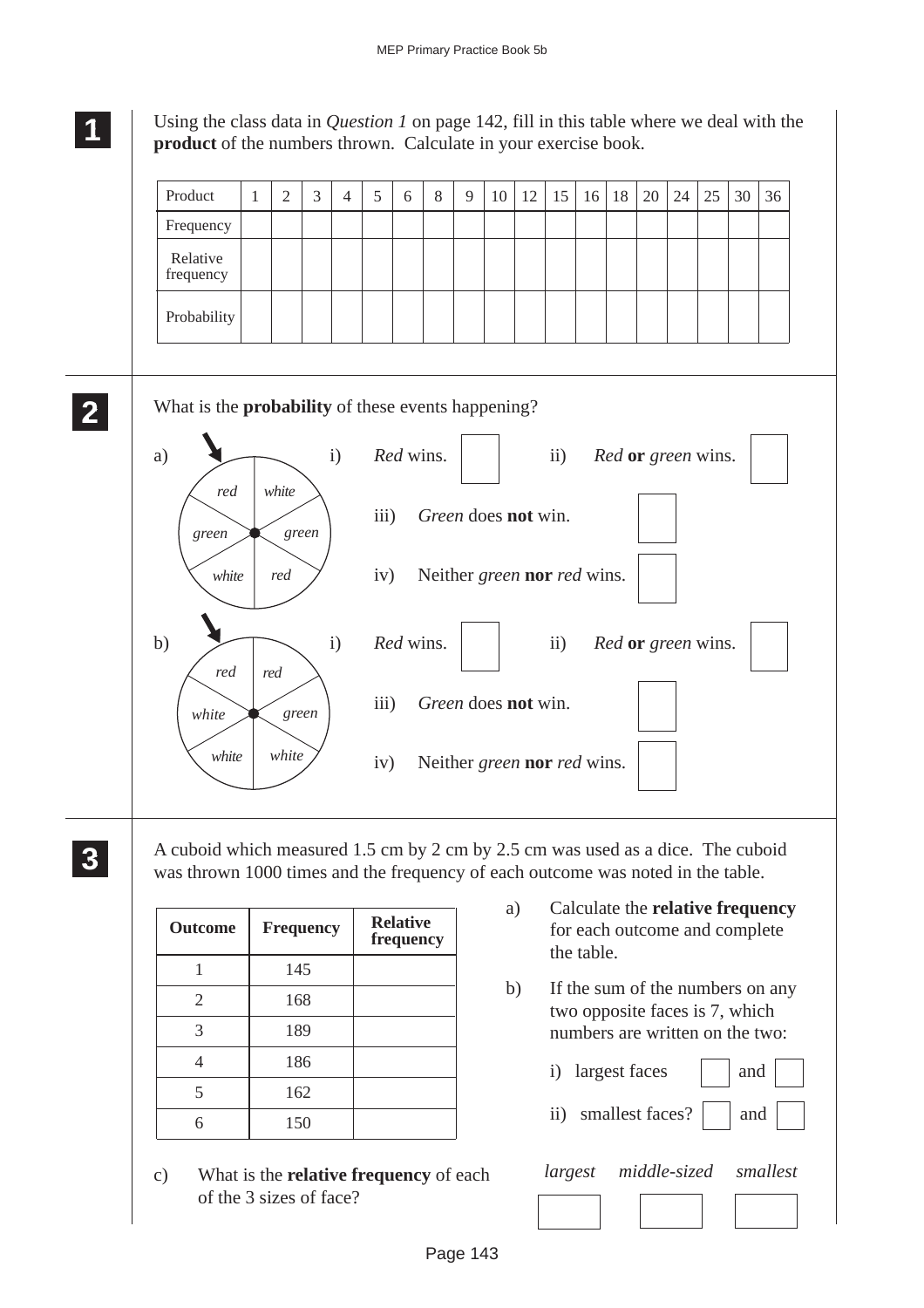**1**

Using the class data in *Question 1* on page 142, fill in this table where we deal with the **product** of the numbers thrown. Calculate in your exercise book.

| Product | 1 | 2 | 3 | 4 | 5 | 6 | 8 | 9 | 10 | 12 | 15 | 16 | 18 | 20 | 24 | 25 | 30 | 36 |
|---|---|---|---|---|---|---|---|---|---|---|---|---|---|---|---|---|---|---|
| Frequency | | | | | | | | | | | | | | | | | | |
| Relative frequency | | | | | | | | | | | | | | | | | | |
| Probability | | | | | | | | | | | | | | | | | | |

**2**

What is the **probability** of these events happening?

a) (Spinner with sectors: red, white, green, green, white, red)

i) *Red* wins. ☐  ii) *Red* **or** *green* wins. ☐

iii) *Green* does **not** win. ☐

iv) Neither *green* **nor** *red* wins. ☐

b) (Spinner with sectors: red, red, green, white, white, white)

i) *Red* wins. ☐  ii) *Red* **or** *green* wins. ☐

iii) *Green* does **not** win. ☐

iv) Neither *green* **nor** *red* wins. ☐

**3**

A cuboid which measured 1.5 cm by 2 cm by 2.5 cm was used as a dice. The cuboid was thrown 1000 times and the frequency of each outcome was noted in the table.

| Outcome | Frequency | Relative frequency |
|---|---|---|
| 1 | 145 | |
| 2 | 168 | |
| 3 | 189 | |
| 4 | 186 | |
| 5 | 162 | |
| 6 | 150 | |

a) Calculate the **relative frequency** for each outcome and complete the table.

b) If the sum of the numbers on any two opposite faces is 7, which numbers are written on the two:

i) largest faces ☐ and ☐

ii) smallest faces? ☐ and ☐

c) What is the **relative frequency** of each of the 3 sizes of face?

*largest* ☐  *middle-sized* ☐  *smallest* ☐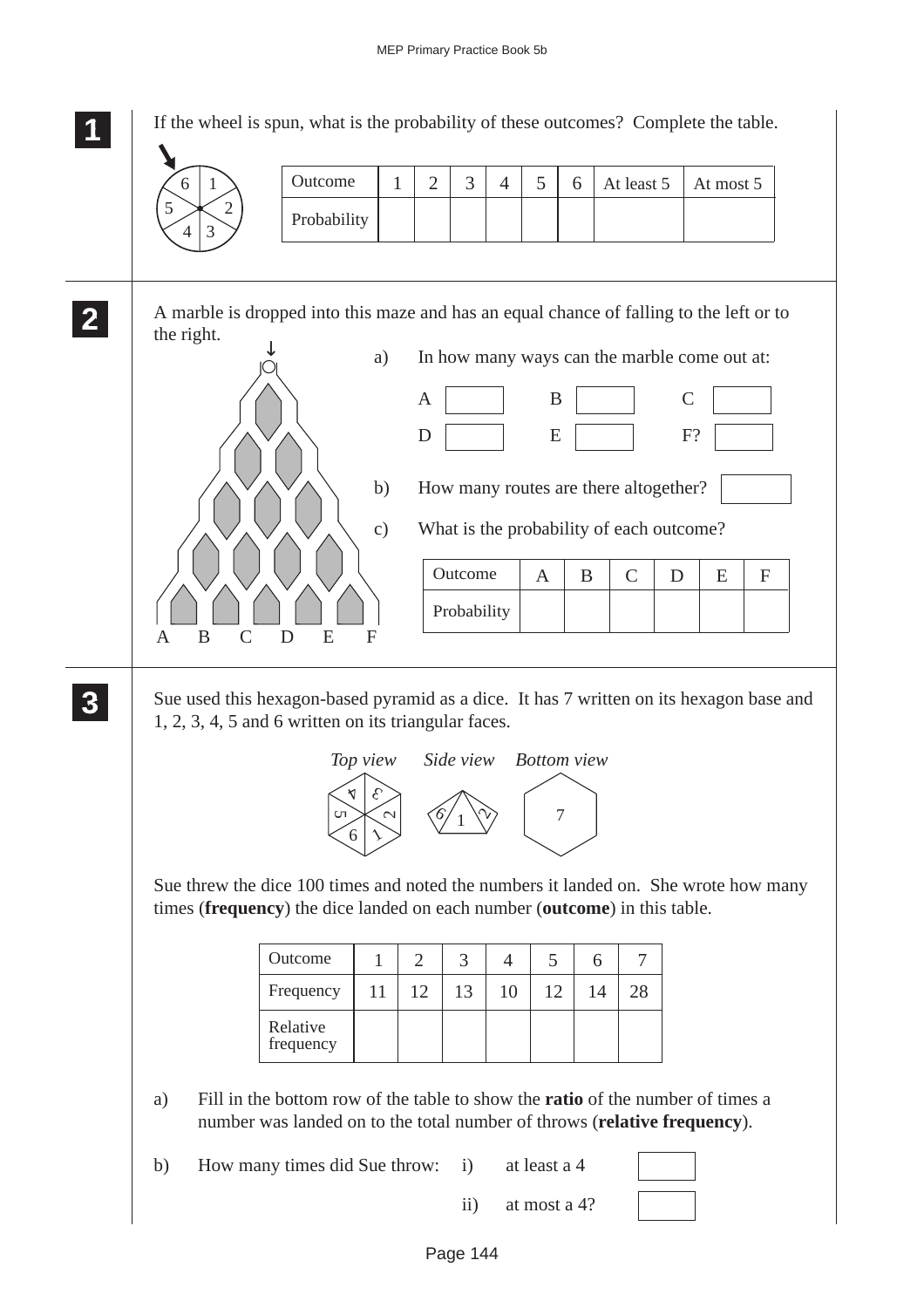**1** If the wheel is spun, what is the probability of these outcomes? Complete the table.

| Outcome | 1 | 2 | 3 | 4 | 5 | 6 | At least 5 | At most 5 |
|---|---|---|---|---|---|---|---|---|
| Probability | | | | | | | | |

**2** A marble is dropped into this maze and has an equal chance of falling to the left or to the right.

A B C D E F

a) In how many ways can the marble come out at:

A ☐  B ☐  C ☐

D ☐  E ☐  F? ☐

b) How many routes are there altogether? ☐

c) What is the probability of each outcome?

| Outcome | A | B | C | D | E | F |
|---|---|---|---|---|---|---|
| Probability | | | | | | |

**3** Sue used this hexagon-based pyramid as a dice. It has 7 written on its hexagon base and 1, 2, 3, 4, 5 and 6 written on its triangular faces.

*Top view*  *Side view*  *Bottom view*

Sue threw the dice 100 times and noted the numbers it landed on. She wrote how many times (**frequency**) the dice landed on each number (**outcome**) in this table.

| Outcome | 1 | 2 | 3 | 4 | 5 | 6 | 7 |
|---|---|---|---|---|---|---|---|
| Frequency | 11 | 12 | 13 | 10 | 12 | 14 | 28 |
| Relative frequency | | | | | | | |

a) Fill in the bottom row of the table to show the **ratio** of the number of times a number was landed on to the total number of throws (**relative frequency**).

b) How many times did Sue throw: i) at least a 4 ☐

ii) at most a 4? ☐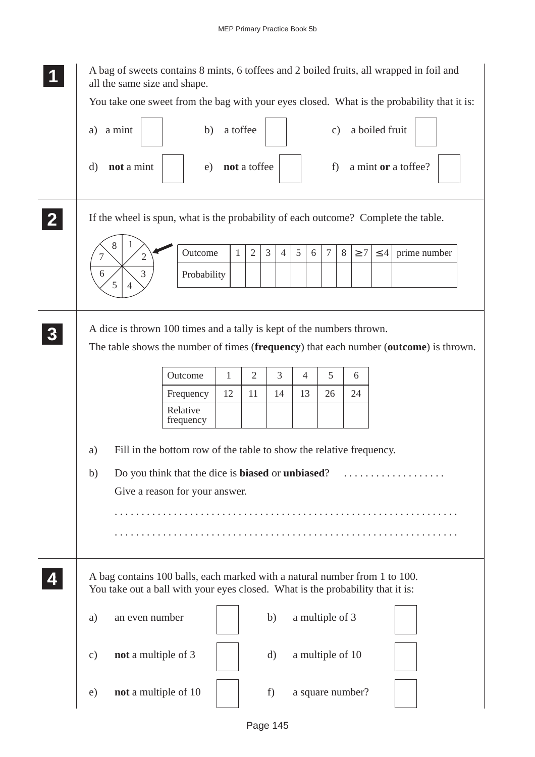**1**

A bag of sweets contains 8 mints, 6 toffees and 2 boiled fruits, all wrapped in foil and all the same size and shape.

You take one sweet from the bag with your eyes closed. What is the probability that it is:

a) a mint ☐ b) a toffee ☐ c) a boiled fruit ☐

d) **not** a mint ☐ e) **not** a toffee ☐ f) a mint **or** a toffee? ☐

**2**

If the wheel is spun, what is the probability of each outcome? Complete the table.

| Outcome | 1 | 2 | 3 | 4 | 5 | 6 | 7 | 8 | $\geq 7$ | $\leq 4$ | prime number |
|---|---|---|---|---|---|---|---|---|---|---|---|
| Probability | | | | | | | | | | | |

**3**

A dice is thrown 100 times and a tally is kept of the numbers thrown.

The table shows the number of times (**frequency**) that each number (**outcome**) is thrown.

| Outcome | 1 | 2 | 3 | 4 | 5 | 6 |
|---|---|---|---|---|---|---|
| Frequency | 12 | 11 | 14 | 13 | 26 | 24 |
| Relative frequency | | | | | | |

a) Fill in the bottom row of the table to show the relative frequency.

b) Do you think that the dice is **biased** or **unbiased**? . . . . . . . . . . . . . . . . . .

Give a reason for your answer.

. . . . . . . . . . . . . . . . . . . . . . . . . . . . . . . . . . . . . . . . . . . . . . . . . . . . . . . . . . . . . . .

. . . . . . . . . . . . . . . . . . . . . . . . . . . . . . . . . . . . . . . . . . . . . . . . . . . . . . . . . . . . . . .

**4**

A bag contains 100 balls, each marked with a natural number from 1 to 100.
You take out a ball with your eyes closed. What is the probability that it is:

a) an even number ☐ b) a multiple of 3 ☐

c) **not** a multiple of 3 ☐ d) a multiple of 10 ☐

e) **not** a multiple of 10 ☐ f) a square number? ☐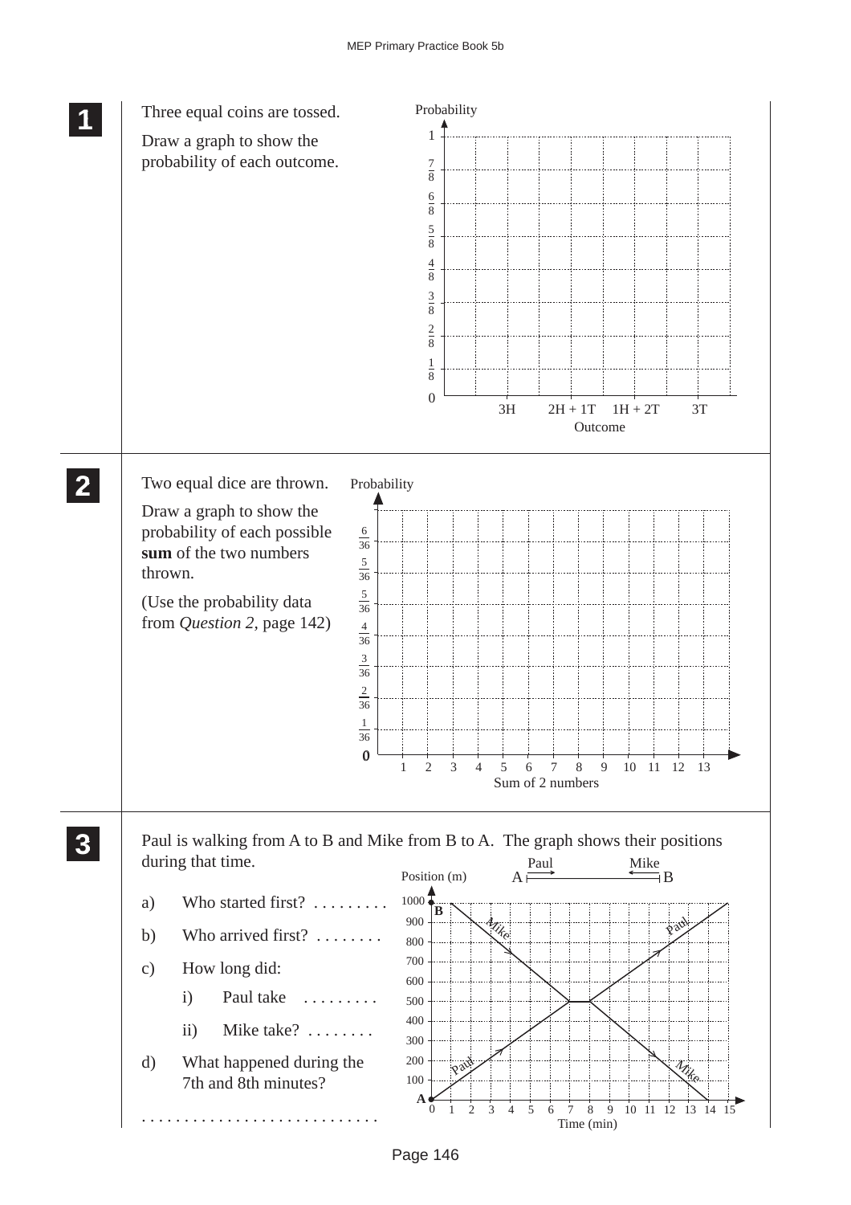**1** Three equal coins are tossed.

Draw a graph to show the probability of each outcome.

Probability: 0, $\frac{1}{8}$, $\frac{2}{8}$, $\frac{3}{8}$, $\frac{4}{8}$, $\frac{5}{8}$, $\frac{6}{8}$, $\frac{7}{8}$, 1

Outcome: 3H, 2H + 1T, 1H + 2T, 3T

**2** Two equal dice are thrown.

Draw a graph to show the probability of each possible **sum** of the two numbers thrown.

(Use the probability data from *Question 2*, page 142)

Probability: 0, $\frac{1}{36}$, $\frac{2}{36}$, $\frac{3}{36}$, $\frac{4}{36}$, $\frac{5}{36}$, $\frac{5}{36}$, $\frac{6}{36}$

Sum of 2 numbers: 1, 2, 3, 4, 5, 6, 7, 8, 9, 10, 11, 12, 13

**3** Paul is walking from A to B and Mike from B to A. The graph shows their positions during that time.

a) Who started first? . . . . . . . . .

b) Who arrived first? . . . . . . . .

c) How long did:

i) Paul take . . . . . . . . .

ii) Mike take? . . . . . . . .

d) What happened during the 7th and 8th minutes?

. . . . . . . . . . . . . . . . . . . . . . . . . . . .

Position (m): 0 (A) to 1000 (B); Time (min): 0 to 15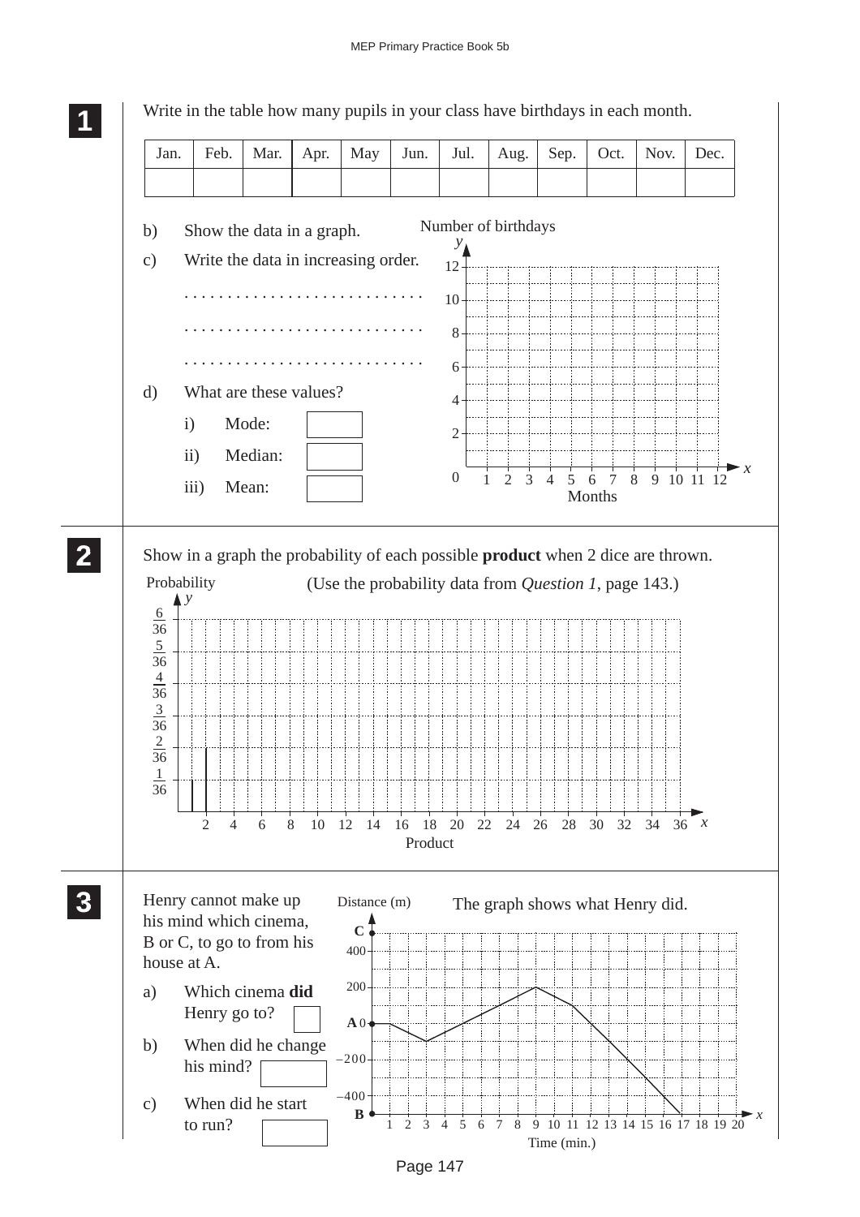**1** Write in the table how many pupils in your class have birthdays in each month.

| Jan. | Feb. | Mar. | Apr. | May | Jun. | Jul. | Aug. | Sep. | Oct. | Nov. | Dec. |
|---|---|---|---|---|---|---|---|---|---|---|---|
| | | | | | | | | | | | |

b) Show the data in a graph.

c) Write the data in increasing order.

. . . . . . . . . . . . . . . . . . . . . . . . . . . .

. . . . . . . . . . . . . . . . . . . . . . . . . . . .

. . . . . . . . . . . . . . . . . . . . . . . . . . . .

d) What are these values?

i) Mode: [ ]

ii) Median: [ ]

iii) Mean: [ ]

Number of birthdays

$y$: 0, 2, 4, 6, 8, 10, 12

$x$: 1, 2, 3, 4, 5, 6, 7, 8, 9, 10, 11, 12

Months

**2** Show in a graph the probability of each possible **product** when 2 dice are thrown.

(Use the probability data from *Question 1*, page 143.)

Probability

$y$: $\frac{1}{36}$, $\frac{2}{36}$, $\frac{3}{36}$, $\frac{4}{36}$, $\frac{5}{36}$, $\frac{6}{36}$

$x$: 2, 4, 6, 8, 10, 12, 14, 16, 18, 20, 22, 24, 26, 28, 30, 32, 34, 36

Product

**3** Henry cannot make up his mind which cinema, B or C, to go to from his house at A.

The graph shows what Henry did.

a) Which cinema **did** Henry go to? [ ]

b) When did he change his mind? [ ]

c) When did he start to run? [ ]

Distance (m): C, 400, 200, A 0, −200, −400, B

$x$: 1, 2, 3, 4, 5, 6, 7, 8, 9, 10, 11, 12, 13, 14, 15, 16, 17, 18, 19, 20

Time (min.)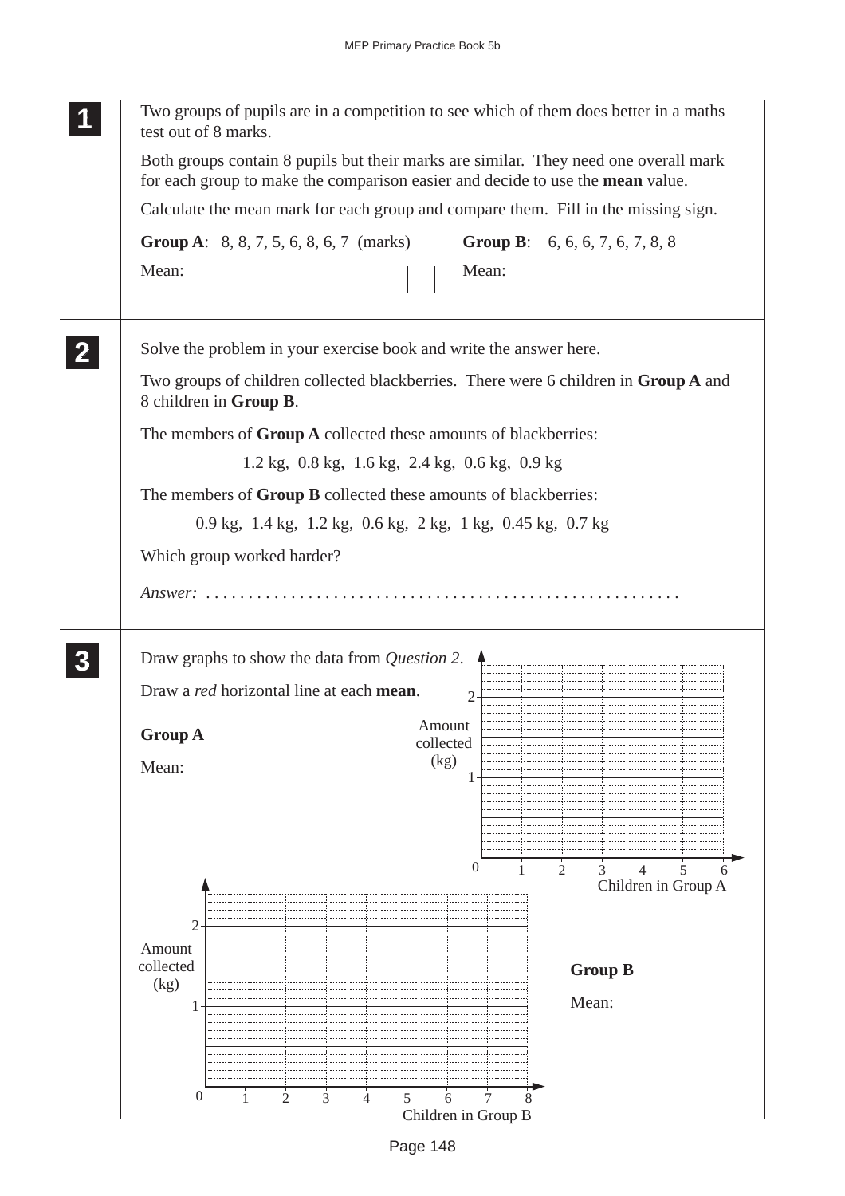**1**

Two groups of pupils are in a competition to see which of them does better in a maths test out of 8 marks.

Both groups contain 8 pupils but their marks are similar. They need one overall mark for each group to make the comparison easier and decide to use the **mean** value.

Calculate the mean mark for each group and compare them. Fill in the missing sign.

**Group A**: 8, 8, 7, 5, 6, 8, 6, 7 (marks) **Group B**: 6, 6, 6, 7, 6, 7, 8, 8

Mean: ☐ Mean:

**2**

Solve the problem in your exercise book and write the answer here.

Two groups of children collected blackberries. There were 6 children in **Group A** and 8 children in **Group B**.

The members of **Group A** collected these amounts of blackberries:

1.2 kg, 0.8 kg, 1.6 kg, 2.4 kg, 0.6 kg, 0.9 kg

The members of **Group B** collected these amounts of blackberries:

0.9 kg, 1.4 kg, 1.2 kg, 0.6 kg, 2 kg, 1 kg, 0.45 kg, 0.7 kg

Which group worked harder?

*Answer:* . . . . . . . . . . . . . . . . . . . . . . . . . . . . . . . . . . . . . . . . . . . . . . . . . . . . . .

**3**

Draw graphs to show the data from *Question 2*.

Draw a *red* horizontal line at each **mean**.

**Group A**

Mean:

Amount collected (kg): 0, 1, 2

Children in Group A: 1, 2, 3, 4, 5, 6

**Group B**

Mean:

Amount collected (kg): 0, 1, 2

Children in Group B: 1, 2, 3, 4, 5, 6, 7, 8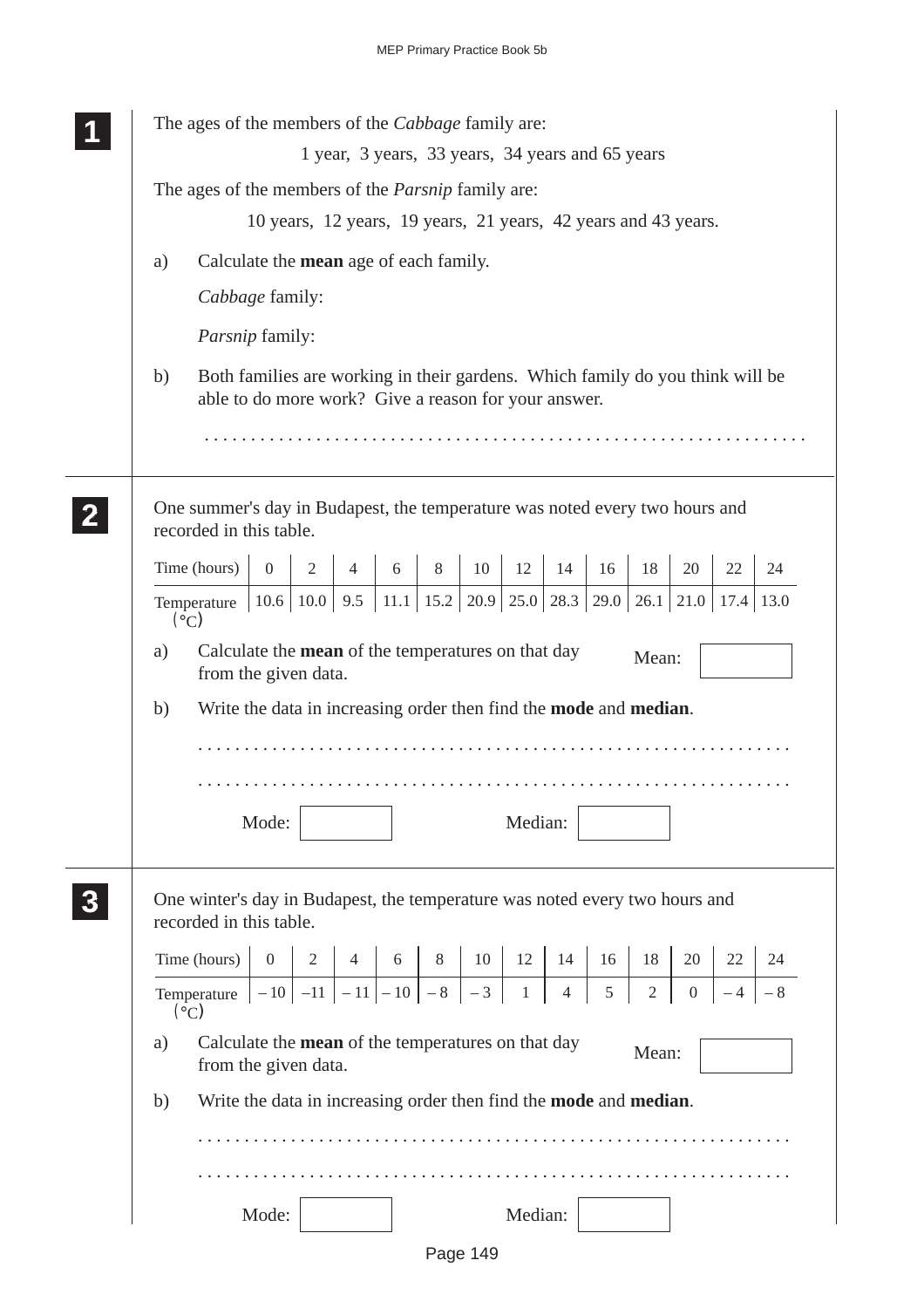**1**

The ages of the members of the *Cabbage* family are:

1 year, 3 years, 33 years, 34 years and 65 years

The ages of the members of the *Parsnip* family are:

10 years, 12 years, 19 years, 21 years, 42 years and 43 years.

a) Calculate the **mean** age of each family.

*Cabbage* family:

*Parsnip* family:

b) Both families are working in their gardens. Which family do you think will be able to do more work? Give a reason for your answer.

. . . . . . . . . . . . . . . . . . . . . . . . . . . . . . . . . . . . . . . . . . . . . . . . . . . . . . . . . . . . . . .

**2**

One summer's day in Budapest, the temperature was noted every two hours and recorded in this table.

| Time (hours) | 0 | 2 | 4 | 6 | 8 | 10 | 12 | 14 | 16 | 18 | 20 | 22 | 24 |
|---|---|---|---|---|---|---|---|---|---|---|---|---|---|
| Temperature (°C) | 10.6 | 10.0 | 9.5 | 11.1 | 15.2 | 20.9 | 25.0 | 28.3 | 29.0 | 26.1 | 21.0 | 17.4 | 13.0 |

a) Calculate the **mean** of the temperatures on that day from the given data. Mean:

b) Write the data in increasing order then find the **mode** and **median**.

. . . . . . . . . . . . . . . . . . . . . . . . . . . . . . . . . . . . . . . . . . . . . . . . . . . . . . . . . . . . . . .

. . . . . . . . . . . . . . . . . . . . . . . . . . . . . . . . . . . . . . . . . . . . . . . . . . . . . . . . . . . . . . .

Mode: Median:

**3**

One winter's day in Budapest, the temperature was noted every two hours and recorded in this table.

| Time (hours) | 0 | 2 | 4 | 6 | 8 | 10 | 12 | 14 | 16 | 18 | 20 | 22 | 24 |
|---|---|---|---|---|---|---|---|---|---|---|---|---|---|
| Temperature (°C) | – 10 | –11 | – 11 | – 10 | – 8 | – 3 | 1 | 4 | 5 | 2 | 0 | – 4 | – 8 |

a) Calculate the **mean** of the temperatures on that day from the given data. Mean:

b) Write the data in increasing order then find the **mode** and **median**.

. . . . . . . . . . . . . . . . . . . . . . . . . . . . . . . . . . . . . . . . . . . . . . . . . . . . . . . . . . . . . . .

. . . . . . . . . . . . . . . . . . . . . . . . . . . . . . . . . . . . . . . . . . . . . . . . . . . . . . . . . . . . . . .

Mode: Median: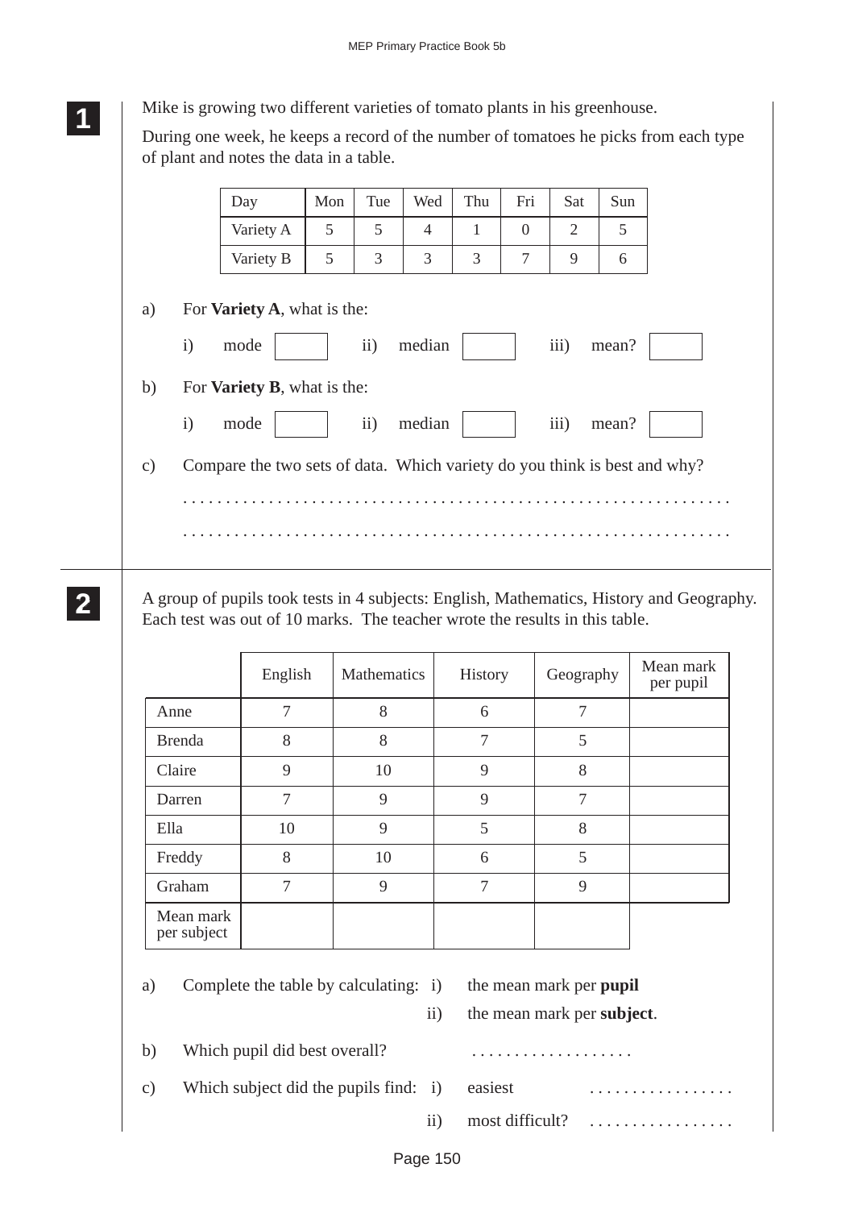**1**

Mike is growing two different varieties of tomato plants in his greenhouse.

During one week, he keeps a record of the number of tomatoes he picks from each type of plant and notes the data in a table.

| Day | Mon | Tue | Wed | Thu | Fri | Sat | Sun |
|---|---|---|---|---|---|---|---|
| Variety A | 5 | 5 | 4 | 1 | 0 | 2 | 5 |
| Variety B | 5 | 3 | 3 | 3 | 7 | 9 | 6 |

a) For **Variety A**, what is the:

i) mode ☐ ii) median ☐ iii) mean? ☐

b) For **Variety B**, what is the:

i) mode ☐ ii) median ☐ iii) mean? ☐

c) Compare the two sets of data. Which variety do you think is best and why?

. . . . . . . . . . . . . . . . . . . . . . . . . . . . . . . . . . . . . . . . . . . . . . . . . . . . . . . . . . . . . .

. . . . . . . . . . . . . . . . . . . . . . . . . . . . . . . . . . . . . . . . . . . . . . . . . . . . . . . . . . . . . .

**2**

A group of pupils took tests in 4 subjects: English, Mathematics, History and Geography. Each test was out of 10 marks. The teacher wrote the results in this table.

| | English | Mathematics | History | Geography | Mean mark per pupil |
|---|---|---|---|---|---|
| Anne | 7 | 8 | 6 | 7 | |
| Brenda | 8 | 8 | 7 | 5 | |
| Claire | 9 | 10 | 9 | 8 | |
| Darren | 7 | 9 | 9 | 7 | |
| Ella | 10 | 9 | 5 | 8 | |
| Freddy | 8 | 10 | 6 | 5 | |
| Graham | 7 | 9 | 7 | 9 | |
| Mean mark per subject | | | | | |

a) Complete the table by calculating: i) the mean mark per **pupil**

ii) the mean mark per **subject**.

b) Which pupil did best overall? . . . . . . . . . . . . . . . . . . .

c) Which subject did the pupils find: i) easiest . . . . . . . . . . . . . . . . .

ii) most difficult? . . . . . . . . . . . . . . . . .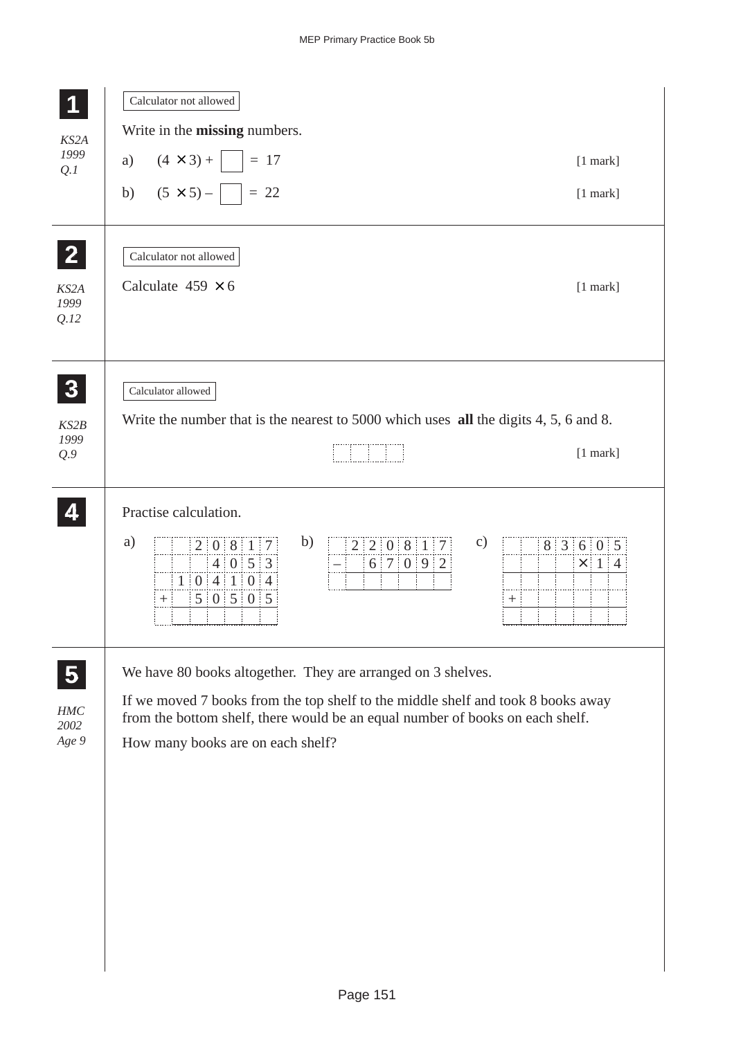## 1

*KS2A 1999 Q.1*

Calculator not allowed

Write in the **missing** numbers.

a) $(4 \times 3) + \square = 17$ [1 mark]

b) $(5 \times 5) - \square = 22$ [1 mark]

## 2

*KS2A 1999 Q.12*

Calculator not allowed

Calculate $459 \times 6$ [1 mark]

## 3

*KS2B 1999 Q.9*

Calculator allowed

Write the number that is the nearest to 5000 which uses **all** the digits 4, 5, 6 and 8.

☐☐☐☐ [1 mark]

## 4

Practise calculation.

a)

|   |   |   |   |   |   |   |
|---|---|---|---|---|---|---|
|   |   | 2 | 0 | 8 | 1 | 7 |
|   |   |   | 4 | 0 | 5 | 3 |
|   | 1 | 0 | 4 | 1 | 0 | 4 |
| + |   | 5 | 0 | 5 | 0 | 5 |
|   |   |   |   |   |   |   |

b)

|   |   |   |   |   |   |   |
|---|---|---|---|---|---|---|
|   | 2 | 2 | 0 | 8 | 1 | 7 |
| – |   | 6 | 7 | 0 | 9 | 2 |
|   |   |   |   |   |   |   |

c)

|   |   |   |   |   |   |   |
|---|---|---|---|---|---|---|
|   |   | 8 | 3 | 6 | 0 | 5 |
|   |   |   |   | × | 1 | 4 |
|   |   |   |   |   |   |   |
| + |   |   |   |   |   |   |
|   |   |   |   |   |   |   |

## 5

*HMC 2002 Age 9*

We have 80 books altogether. They are arranged on 3 shelves.

If we moved 7 books from the top shelf to the middle shelf and took 8 books away from the bottom shelf, there would be an equal number of books on each shelf.

How many books are on each shelf?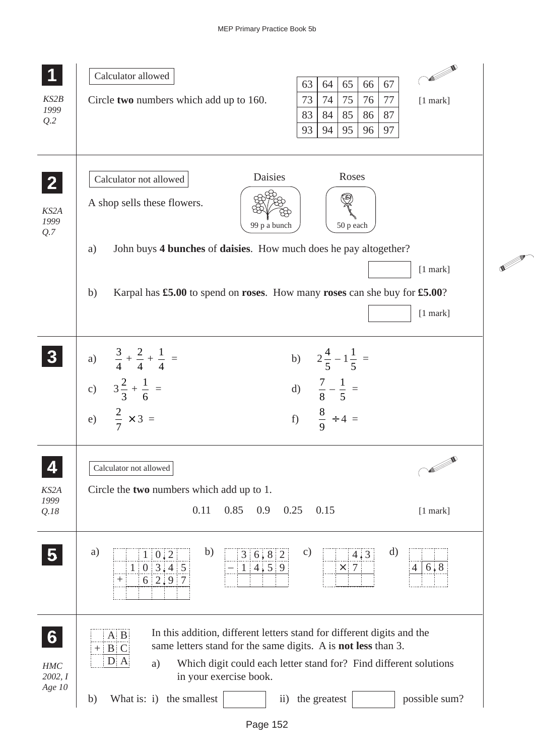**1**

*KS2B 1999 Q.2*

Calculator allowed

Circle **two** numbers which add up to 160.

| 63 | 64 | 65 | 66 | 67 |
|---|---|---|---|---|
| 73 | 74 | 75 | 76 | 77 |
| 83 | 84 | 85 | 86 | 87 |
| 93 | 94 | 95 | 96 | 97 |

[1 mark]

---

**2**

*KS2A 1999 Q.7*

Calculator not allowed

A shop sells these flowers.

Daisies: 99 p a bunch

Roses: 50 p each

a) John buys **4 bunches** of **daisies**. How much does he pay altogether?

[1 mark]

b) Karpal has **£5.00** to spend on **roses**. How many **roses** can she buy for **£5.00**?

[1 mark]

---

**3**

a) $\frac{3}{4} + \frac{2}{4} + \frac{1}{4} =$

b) $2\frac{4}{5} - 1\frac{1}{5} =$

c) $3\frac{2}{3} + \frac{1}{6} =$

d) $\frac{7}{8} - \frac{1}{5} =$

e) $\frac{2}{7} \times 3 =$

f) $\frac{8}{9} \div 4 =$

---

**4**

*KS2A 1999 Q.18*

Calculator not allowed

Circle the **two** numbers which add up to 1.

0.11 &nbsp;&nbsp; 0.85 &nbsp;&nbsp; 0.9 &nbsp;&nbsp; 0.25 &nbsp;&nbsp; 0.15

[1 mark]

---

**5**

a)
```
      1 0.2
  1 0 3.4 5
+   6 2.9 7
-----------
```

b)
```
  3 6.8 2
– 1 4.5 9
---------
```

c)
```
   4.3
×  7
------
```

d)
```
   ______
4 | 6.8
```

---

**6**

*HMC 2002, I Age 10*

```
  A B
+ B C
-----
  D A
```

In this addition, different letters stand for different digits and the same letters stand for the same digits. A is **not less** than 3.

a) Which digit could each letter stand for? Find different solutions in your exercise book.

b) What is: i) the smallest ______ ii) the greatest ______ possible sum?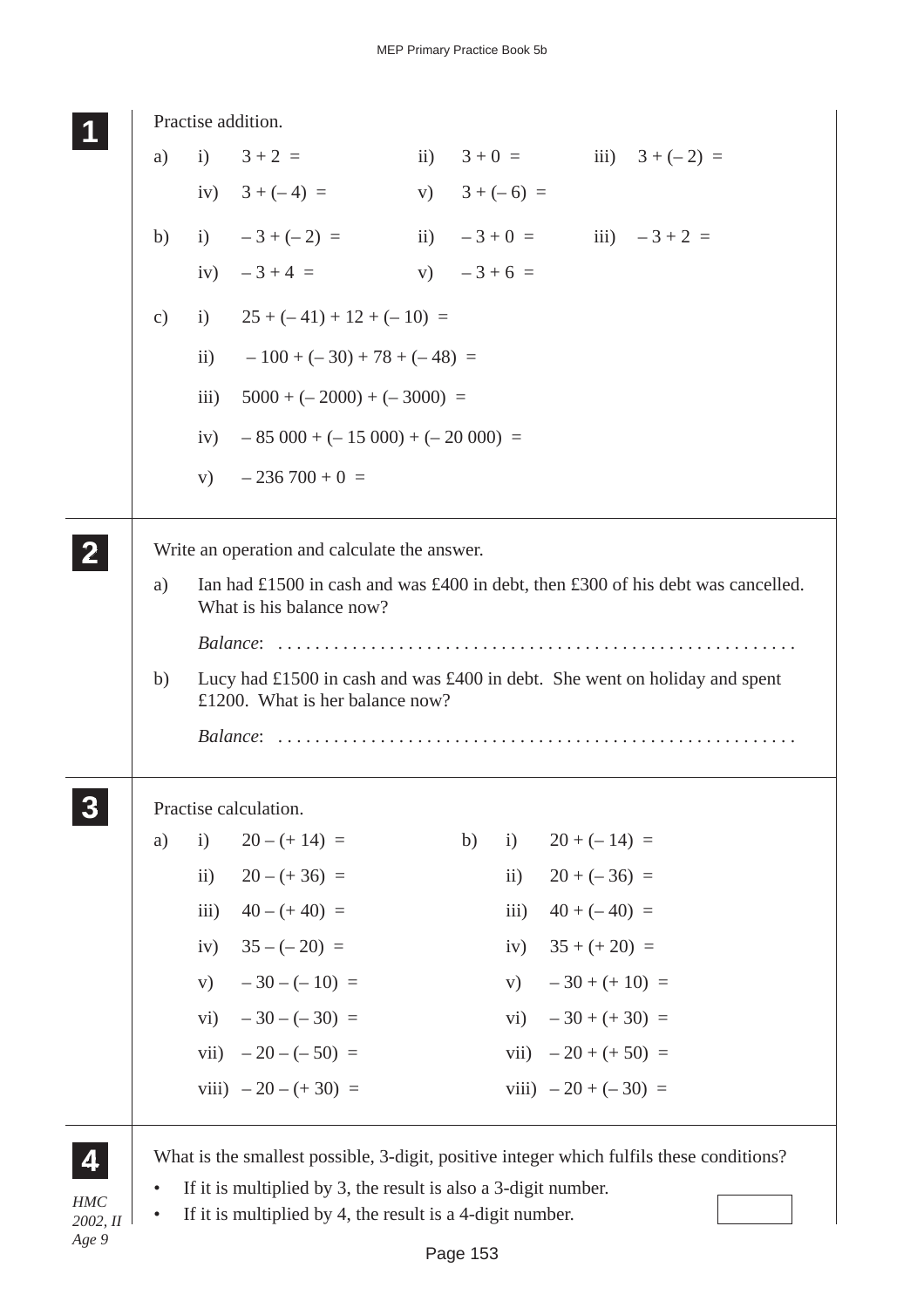## 1

Practise addition.

a) i) $3 + 2 =$ ii) $3 + 0 =$ iii) $3 + (-2) =$

iv) $3 + (-4) =$ v) $3 + (-6) =$

b) i) $-3 + (-2) =$ ii) $-3 + 0 =$ iii) $-3 + 2 =$

iv) $-3 + 4 =$ v) $-3 + 6 =$

c) i) $25 + (-41) + 12 + (-10) =$

ii) $-100 + (-30) + 78 + (-48) =$

iii) $5000 + (-2000) + (-3000) =$

iv) $-85\,000 + (-15\,000) + (-20\,000) =$

v) $-236\,700 + 0 =$

## 2

Write an operation and calculate the answer.

a) Ian had £1500 in cash and was £400 in debt, then £300 of his debt was cancelled. What is his balance now?

*Balance*: . . . . . . . . . . . . . . . . . . . . . . . . . . . . . . . . . . . . . . . . . . . . . . . . . . . . . .

b) Lucy had £1500 in cash and was £400 in debt. She went on holiday and spent £1200. What is her balance now?

*Balance*: . . . . . . . . . . . . . . . . . . . . . . . . . . . . . . . . . . . . . . . . . . . . . . . . . . . . . .

## 3

Practise calculation.

a) i) $20 - (+14) =$

ii) $20 - (+36) =$

iii) $40 - (+40) =$

iv) $35 - (-20) =$

v) $-30 - (-10) =$

vi) $-30 - (-30) =$

vii) $-20 - (-50) =$

viii) $-20 - (+30) =$

b) i) $20 + (-14) =$

ii) $20 + (-36) =$

iii) $40 + (-40) =$

iv) $35 + (+20) =$

v) $-30 + (+10) =$

vi) $-30 + (+30) =$

vii) $-20 + (+50) =$

viii) $-20 + (-30) =$

## 4

*HMC 2002, II Age 9*

What is the smallest possible, 3-digit, positive integer which fulfils these conditions?

- If it is multiplied by 3, the result is also a 3-digit number.
- If it is multiplied by 4, the result is a 4-digit number.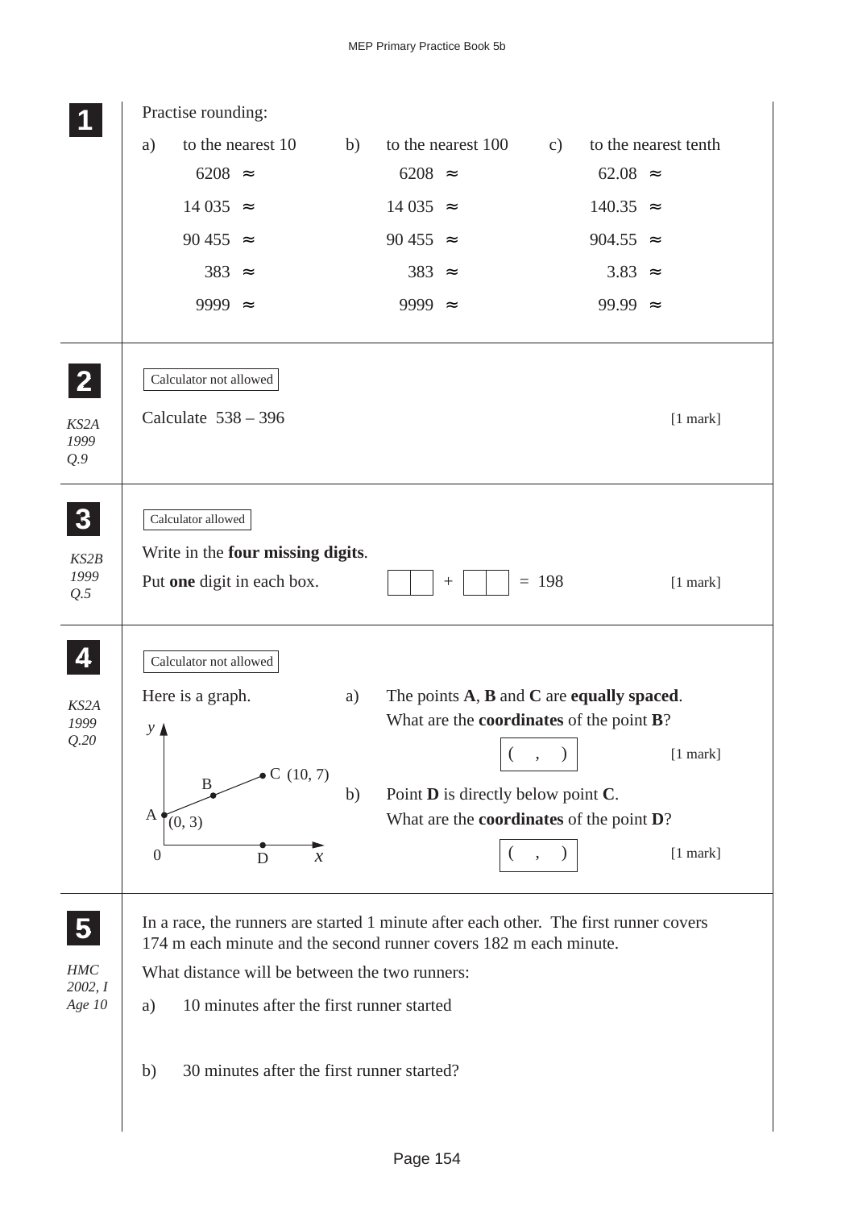## 1

Practise rounding:

| a) to the nearest 10 | b) to the nearest 100 | c) to the nearest tenth |
|---|---|---|
| 6208 ≈ | 6208 ≈ | 62.08 ≈ |
| 14 035 ≈ | 14 035 ≈ | 140.35 ≈ |
| 90 455 ≈ | 90 455 ≈ | 904.55 ≈ |
| 383 ≈ | 383 ≈ | 3.83 ≈ |
| 9999 ≈ | 9999 ≈ | 99.99 ≈ |

## 2

*KS2A 1999 Q.9*

Calculator not allowed

Calculate 538 – 396 [1 mark]

## 3

*KS2B 1999 Q.5*

Calculator allowed

Write in the **four missing digits**.

Put **one** digit in each box. ☐☐ + ☐☐ = 198 [1 mark]

## 4

*KS2A 1999 Q.20*

Calculator not allowed

Here is a graph.

(Graph: axes $x$ and $y$ with origin 0; point A at (0, 3), point B, point C (10, 7), and point D on the $x$-axis.)

a) The points **A**, **B** and **C** are **equally spaced**. What are the **coordinates** of the point **B**?

( , ) [1 mark]

b) Point **D** is directly below point **C**. What are the **coordinates** of the point **D**?

( , ) [1 mark]

## 5

*HMC 2002, I Age 10*

In a race, the runners are started 1 minute after each other. The first runner covers 174 m each minute and the second runner covers 182 m each minute.

What distance will be between the two runners:

a) 10 minutes after the first runner started

b) 30 minutes after the first runner started?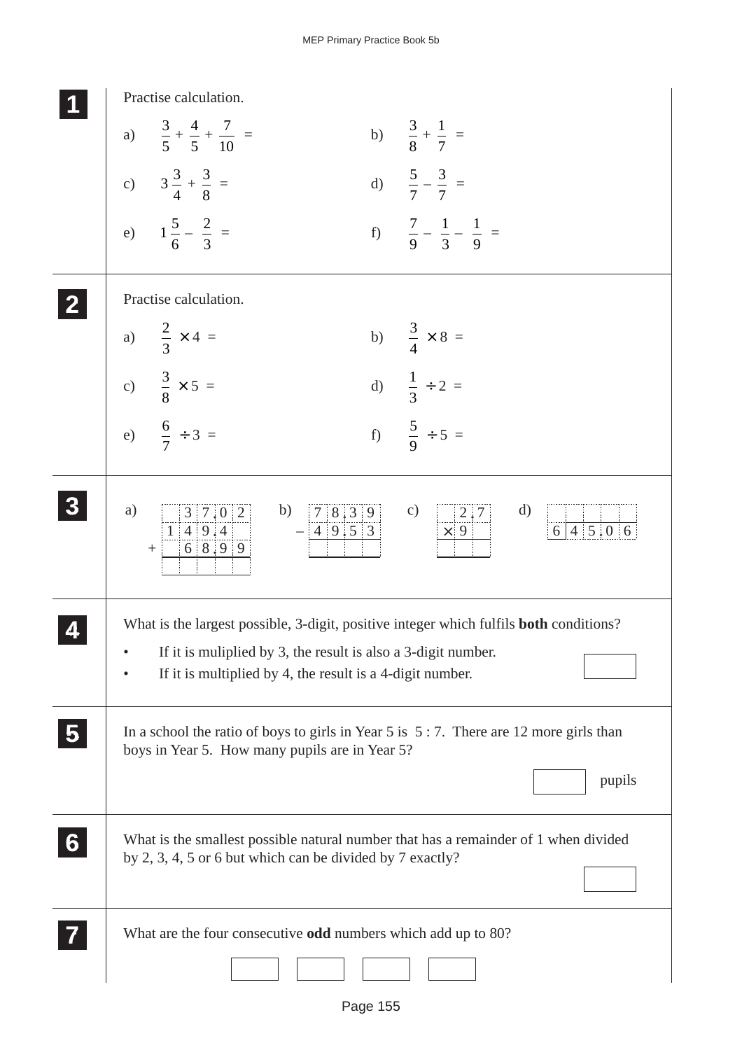**1** Practise calculation.

a) $\dfrac{3}{5} + \dfrac{4}{5} + \dfrac{7}{10} =$

b) $\dfrac{3}{8} + \dfrac{1}{7} =$

c) $3\dfrac{3}{4} + \dfrac{3}{8} =$

d) $\dfrac{5}{7} - \dfrac{3}{7} =$

e) $1\dfrac{5}{6} - \dfrac{2}{3} =$

f) $\dfrac{7}{9} - \dfrac{1}{3} - \dfrac{1}{9} =$

---

**2** Practise calculation.

a) $\dfrac{2}{3} \times 4 =$

b) $\dfrac{3}{4} \times 8 =$

c) $\dfrac{3}{8} \times 5 =$

d) $\dfrac{1}{3} \div 2 =$

e) $\dfrac{6}{7} \div 3 =$

f) $\dfrac{5}{9} \div 5 =$

---

**3**

a)

|   |   |   |   |   |   |
|---|---|---|---|---|---|
|   |   | 3 | 7. | 0 | 2 |
|   | 1 | 4 | 9. | 4 |   |
| + |   | 6 | 8. | 9 | 9 |
|   |   |   |   |   |   |

b)

|   |   |   |   |   |
|---|---|---|---|---|
|   | 7 | 8. | 3 | 9 |
| – | 4 | 9. | 5 | 3 |
|   |   |   |   |   |

c)

|   |   |   |
|---|---|---|
|   | 2. | 7 |
| × | 9 |   |
|   |   |   |

d)

|   |   |   |   |   |
|---|---|---|---|---|
|   |   |   |   |   |
| 6 | 4 | 5. | 0 | 6 |

---

**4** What is the largest possible, 3-digit, positive integer which fulfils **both** conditions?

- If it is muliplied by 3, the result is also a 3-digit number.
- If it is multiplied by 4, the result is a 4-digit number.

---

**5** In a school the ratio of boys to girls in Year 5 is 5 : 7. There are 12 more girls than boys in Year 5. How many pupils are in Year 5?

pupils

---

**6** What is the smallest possible natural number that has a remainder of 1 when divided by 2, 3, 4, 5 or 6 but which can be divided by 7 exactly?

---

**7** What are the four consecutive **odd** numbers which add up to 80?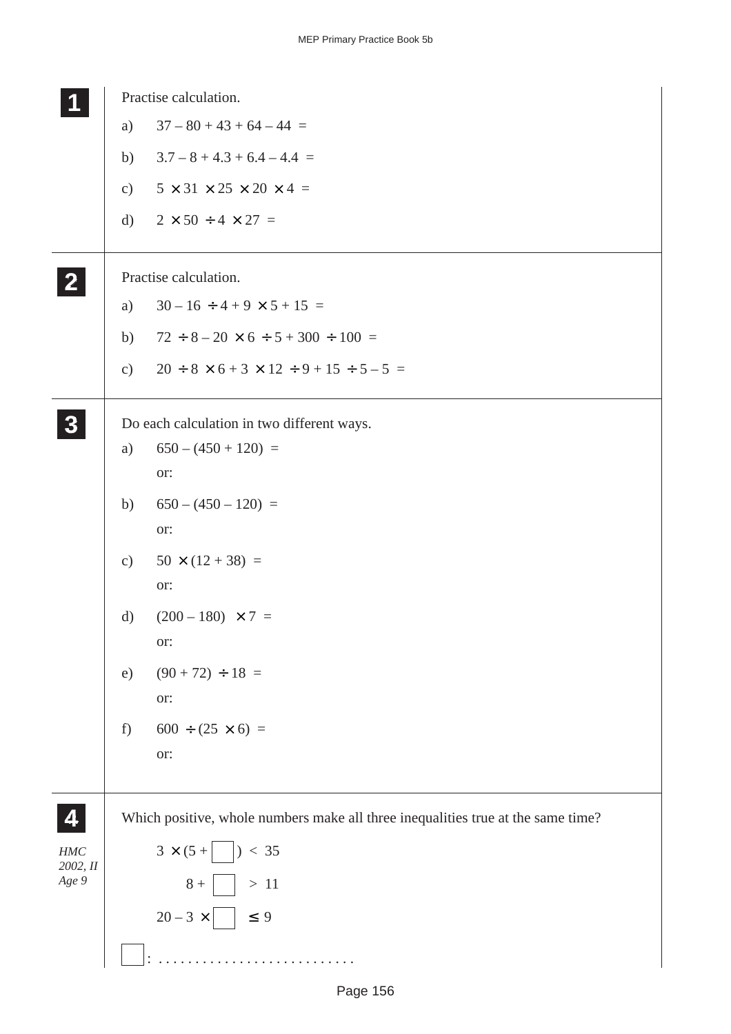**1** Practise calculation.

a) $37 - 80 + 43 + 64 - 44 =$

b) $3.7 - 8 + 4.3 + 6.4 - 4.4 =$

c) $5 \times 31 \times 25 \times 20 \times 4 =$

d) $2 \times 50 \div 4 \times 27 =$

---

**2** Practise calculation.

a) $30 - 16 \div 4 + 9 \times 5 + 15 =$

b) $72 \div 8 - 20 \times 6 \div 5 + 300 \div 100 =$

c) $20 \div 8 \times 6 + 3 \times 12 \div 9 + 15 \div 5 - 5 =$

---

**3** Do each calculation in two different ways.

a) $650 - (450 + 120) =$

or:

b) $650 - (450 - 120) =$

or:

c) $50 \times (12 + 38) =$

or:

d) $(200 - 180) \times 7 =$

or:

e) $(90 + 72) \div 18 =$

or:

f) $600 \div (25 \times 6) =$

or:

---

**4** *HMC 2002, II Age 9*

Which positive, whole numbers make all three inequalities true at the same time?

$3 \times (5 + \square) < 35$

$8 + \square > 11$

$20 - 3 \times \square \leq 9$

$\square$: . . . . . . . . . . . . . . . . . . . . . . . . . .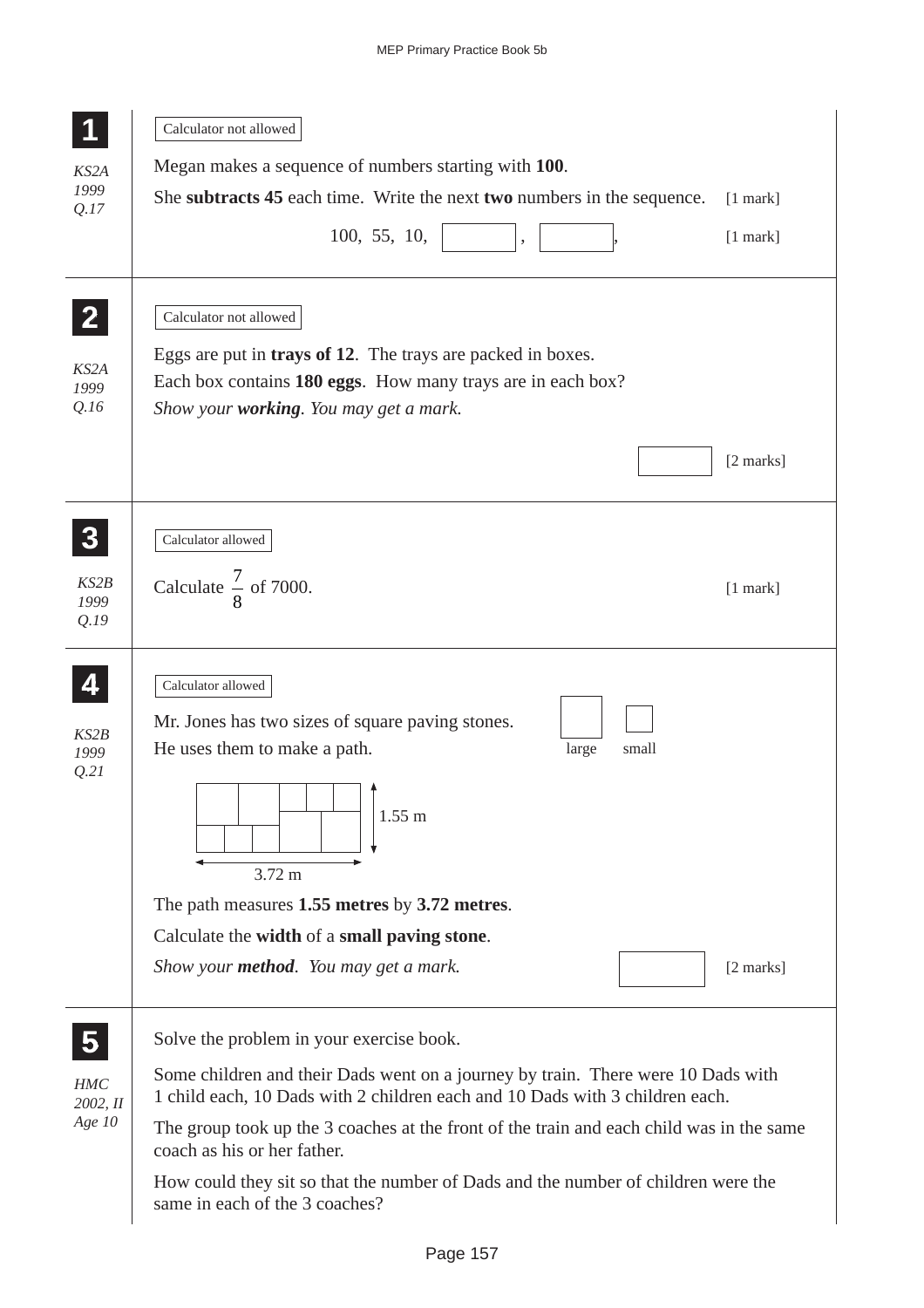**1**

*KS2A 1999 Q.17*

Calculator not allowed

Megan makes a sequence of numbers starting with **100**.

She **subtracts 45** each time. Write the next **two** numbers in the sequence. [1 mark]

100, 55, 10, ______, ______, [1 mark]

---

**2**

*KS2A 1999 Q.16*

Calculator not allowed

Eggs are put in **trays of 12**. The trays are packed in boxes.

Each box contains **180 eggs**. How many trays are in each box?

*Show your **working**. You may get a mark.*

______ [2 marks]

---

**3**

*KS2B 1999 Q.19*

Calculator allowed

Calculate $\frac{7}{8}$ of 7000. [1 mark]

---

**4**

*KS2B 1999 Q.21*

Calculator allowed

Mr. Jones has two sizes of square paving stones.

He uses them to make a path.

large small

1.55 m

3.72 m

The path measures **1.55 metres** by **3.72 metres**.

Calculate the **width** of a **small paving stone**.

*Show your **method**. You may get a mark.*

______ [2 marks]

---

**5**

*HMC 2002, II Age 10*

Solve the problem in your exercise book.

Some children and their Dads went on a journey by train. There were 10 Dads with 1 child each, 10 Dads with 2 children each and 10 Dads with 3 children each.

The group took up the 3 coaches at the front of the train and each child was in the same coach as his or her father.

How could they sit so that the number of Dads and the number of children were the same in each of the 3 coaches?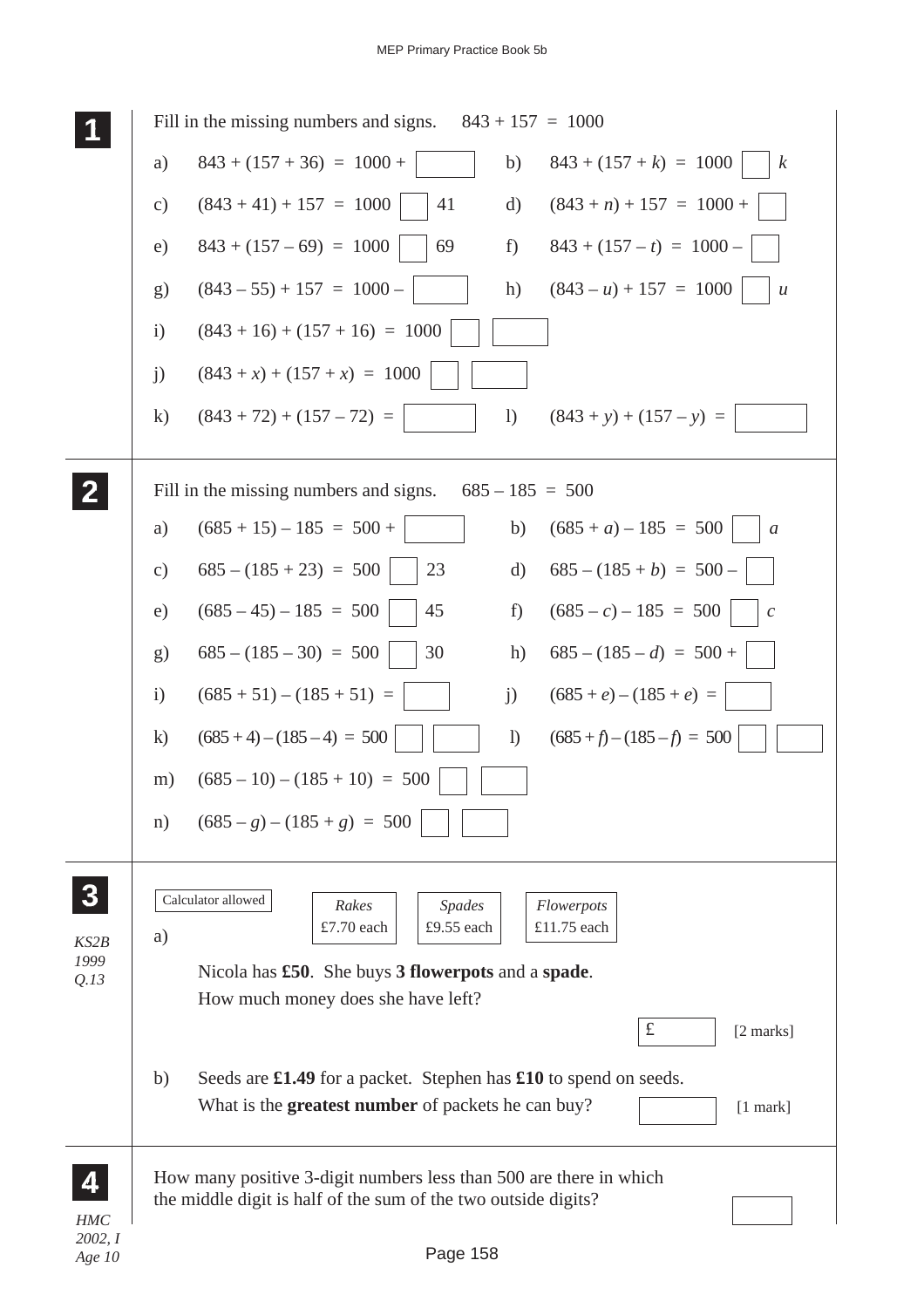**1**

Fill in the missing numbers and signs. $843 + 157 = 1000$

a) $843 + (157 + 36) = 1000 +$ ☐

b) $843 + (157 + k) = 1000$ ☐ $k$

c) $(843 + 41) + 157 = 1000$ ☐ $41$

d) $(843 + n) + 157 = 1000 +$ ☐

e) $843 + (157 - 69) = 1000$ ☐ $69$

f) $843 + (157 - t) = 1000 -$ ☐

g) $(843 - 55) + 157 = 1000 -$ ☐

h) $(843 - u) + 157 = 1000$ ☐ $u$

i) $(843 + 16) + (157 + 16) = 1000$ ☐ ☐

j) $(843 + x) + (157 + x) = 1000$ ☐ ☐

k) $(843 + 72) + (157 - 72) =$ ☐

l) $(843 + y) + (157 - y) =$ ☐

**2**

Fill in the missing numbers and signs. $685 - 185 = 500$

a) $(685 + 15) - 185 = 500 +$ ☐

b) $(685 + a) - 185 = 500$ ☐ $a$

c) $685 - (185 + 23) = 500$ ☐ $23$

d) $685 - (185 + b) = 500 -$ ☐

e) $(685 - 45) - 185 = 500$ ☐ $45$

f) $(685 - c) - 185 = 500$ ☐ $c$

g) $685 - (185 - 30) = 500$ ☐ $30$

h) $685 - (185 - d) = 500 +$ ☐

i) $(685 + 51) - (185 + 51) =$ ☐

j) $(685 + e) - (185 + e) =$ ☐

k) $(685 + 4) - (185 - 4) = 500$ ☐ ☐

l) $(685 + f) - (185 - f) = 500$ ☐ ☐

m) $(685 - 10) - (185 + 10) = 500$ ☐ ☐

n) $(685 - g) - (185 + g) = 500$ ☐ ☐

**3**

*KS2B 1999 Q.13*

Calculator allowed

| *Rakes* | *Spades* | *Flowerpots* |
|---|---|---|
| £7.70 each | £9.55 each | £11.75 each |

a) Nicola has **£50**. She buys **3 flowerpots** and a **spade**.
How much money does she have left?

£ ☐ [2 marks]

b) Seeds are **£1.49** for a packet. Stephen has **£10** to spend on seeds.
What is the **greatest number** of packets he can buy? ☐ [1 mark]

**4**

*HMC 2002, I Age 10*

How many positive 3-digit numbers less than 500 are there in which the middle digit is half of the sum of the two outside digits? ☐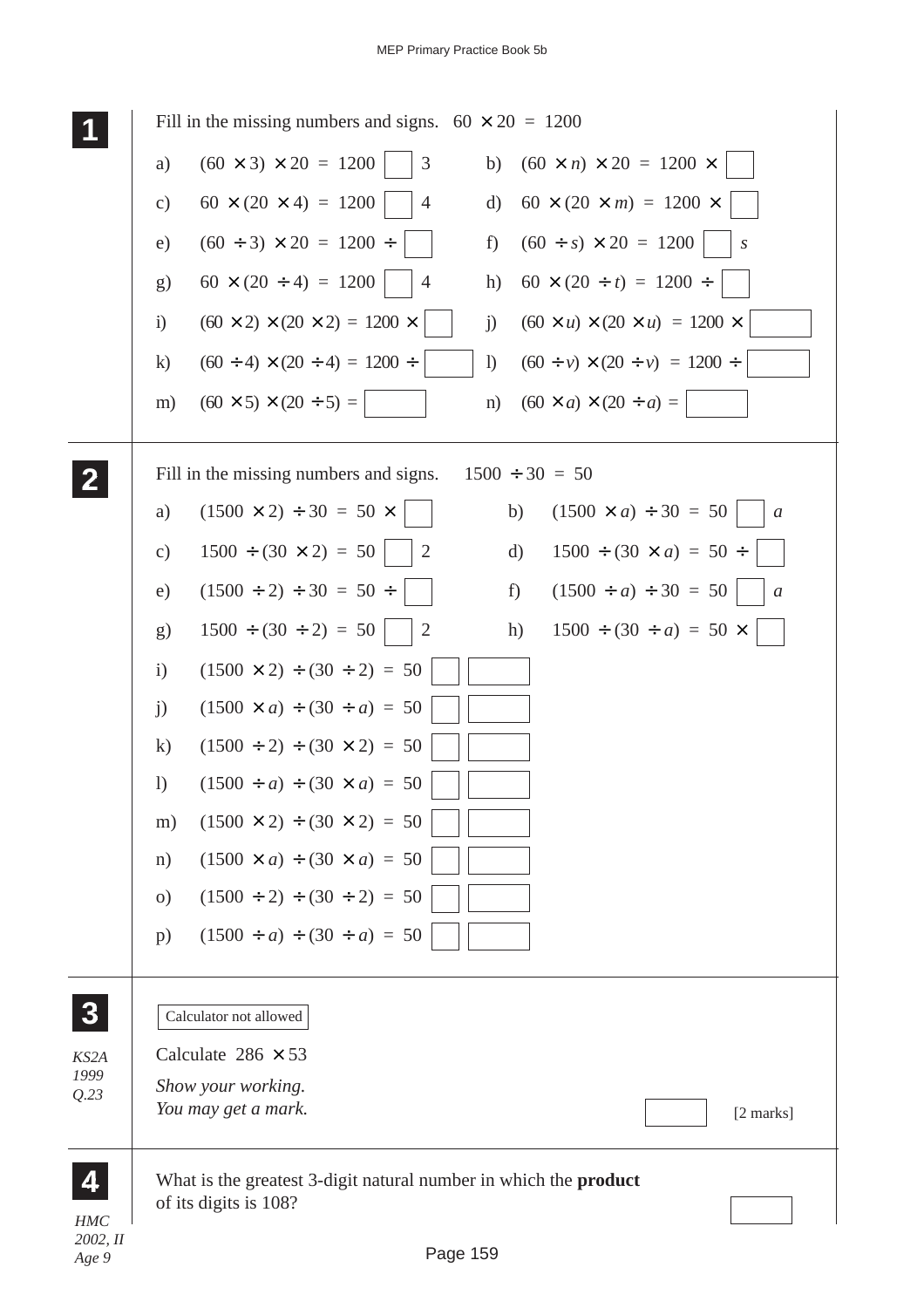**1** Fill in the missing numbers and signs. $60 \times 20 = 1200$

a) $(60 \times 3) \times 20 = 1200$ ☐ $3$

b) $(60 \times n) \times 20 = 1200 \times$ ☐

c) $60 \times (20 \times 4) = 1200$ ☐ $4$

d) $60 \times (20 \times m) = 1200 \times$ ☐

e) $(60 \div 3) \times 20 = 1200 \div$ ☐

f) $(60 \div s) \times 20 = 1200$ ☐ $s$

g) $60 \times (20 \div 4) = 1200$ ☐ $4$

h) $60 \times (20 \div t) = 1200 \div$ ☐

i) $(60 \times 2) \times (20 \times 2) = 1200 \times$ ☐

j) $(60 \times u) \times (20 \times u) = 1200 \times$ ☐

k) $(60 \div 4) \times (20 \div 4) = 1200 \div$ ☐

l) $(60 \div v) \times (20 \div v) = 1200 \div$ ☐

m) $(60 \times 5) \times (20 \div 5) =$ ☐

n) $(60 \times a) \times (20 \div a) =$ ☐

---

**2** Fill in the missing numbers and signs. $1500 \div 30 = 50$

a) $(1500 \times 2) \div 30 = 50 \times$ ☐

b) $(1500 \times a) \div 30 = 50$ ☐ $a$

c) $1500 \div (30 \times 2) = 50$ ☐ $2$

d) $1500 \div (30 \times a) = 50 \div$ ☐

e) $(1500 \div 2) \div 30 = 50 \div$ ☐

f) $(1500 \div a) \div 30 = 50$ ☐ $a$

g) $1500 \div (30 \div 2) = 50$ ☐ $2$

h) $1500 \div (30 \div a) = 50 \times$ ☐

i) $(1500 \times 2) \div (30 \div 2) = 50$ ☐ ☐

j) $(1500 \times a) \div (30 \div a) = 50$ ☐ ☐

k) $(1500 \div 2) \div (30 \times 2) = 50$ ☐ ☐

l) $(1500 \div a) \div (30 \times a) = 50$ ☐ ☐

m) $(1500 \times 2) \div (30 \times 2) = 50$ ☐ ☐

n) $(1500 \times a) \div (30 \times a) = 50$ ☐ ☐

o) $(1500 \div 2) \div (30 \div 2) = 50$ ☐ ☐

p) $(1500 \div a) \div (30 \div a) = 50$ ☐ ☐

---

**3** *KS2A 1999 Q.23*

Calculator not allowed

Calculate $286 \times 53$

*Show your working.*
*You may get a mark.*

☐ [2 marks]

---

**4** *HMC 2002, II Age 9*

What is the greatest 3-digit natural number in which the **product** of its digits is 108?

☐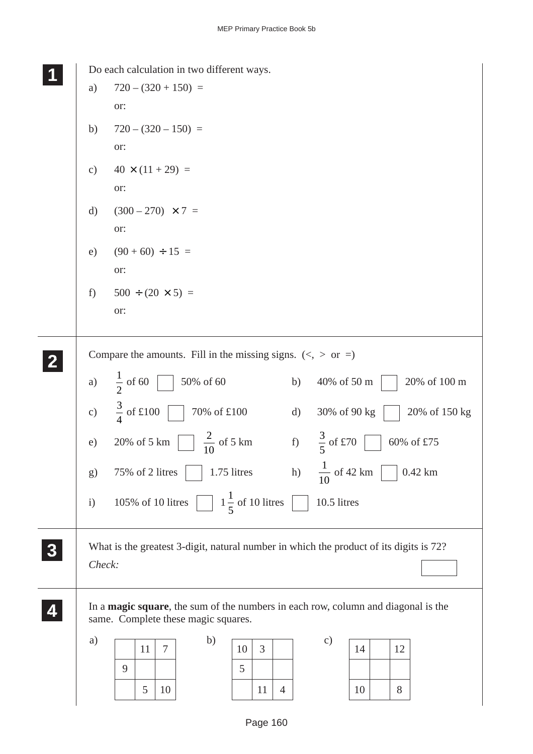**1**

Do each calculation in two different ways.

a) $720 - (320 + 150) =$

or:

b) $720 - (320 - 150) =$

or:

c) $40 \times (11 + 29) =$

or:

d) $(300 - 270) \times 7 =$

or:

e) $(90 + 60) \div 15 =$

or:

f) $500 \div (20 \times 5) =$

or:

**2**

Compare the amounts. Fill in the missing signs. (<, > or =)

a) $\frac{1}{2}$ of 60 ☐ 50% of 60

b) 40% of 50 m ☐ 20% of 100 m

c) $\frac{3}{4}$ of £100 ☐ 70% of £100

d) 30% of 90 kg ☐ 20% of 150 kg

e) 20% of 5 km ☐ $\frac{2}{10}$ of 5 km

f) $\frac{3}{5}$ of £70 ☐ 60% of £75

g) 75% of 2 litres ☐ 1.75 litres

h) $\frac{1}{10}$ of 42 km ☐ 0.42 km

i) 105% of 10 litres ☐ $1\frac{1}{5}$ of 10 litres ☐ 10.5 litres

**3**

What is the greatest 3-digit, natural number in which the product of its digits is 72?

*Check:*

☐

**4**

In a **magic square**, the sum of the numbers in each row, column and diagonal is the same. Complete these magic squares.

a)

| | | |
|---|---|---|
| | 11 | 7 |
| 9 | | |
| | 5 | 10 |

b)

| | | |
|---|---|---|
| 10 | 3 | |
| 5 | | |
| | 11 | 4 |

c)

| | | |
|---|---|---|
| 14 | | 12 |
| | | |
| 10 | | 8 |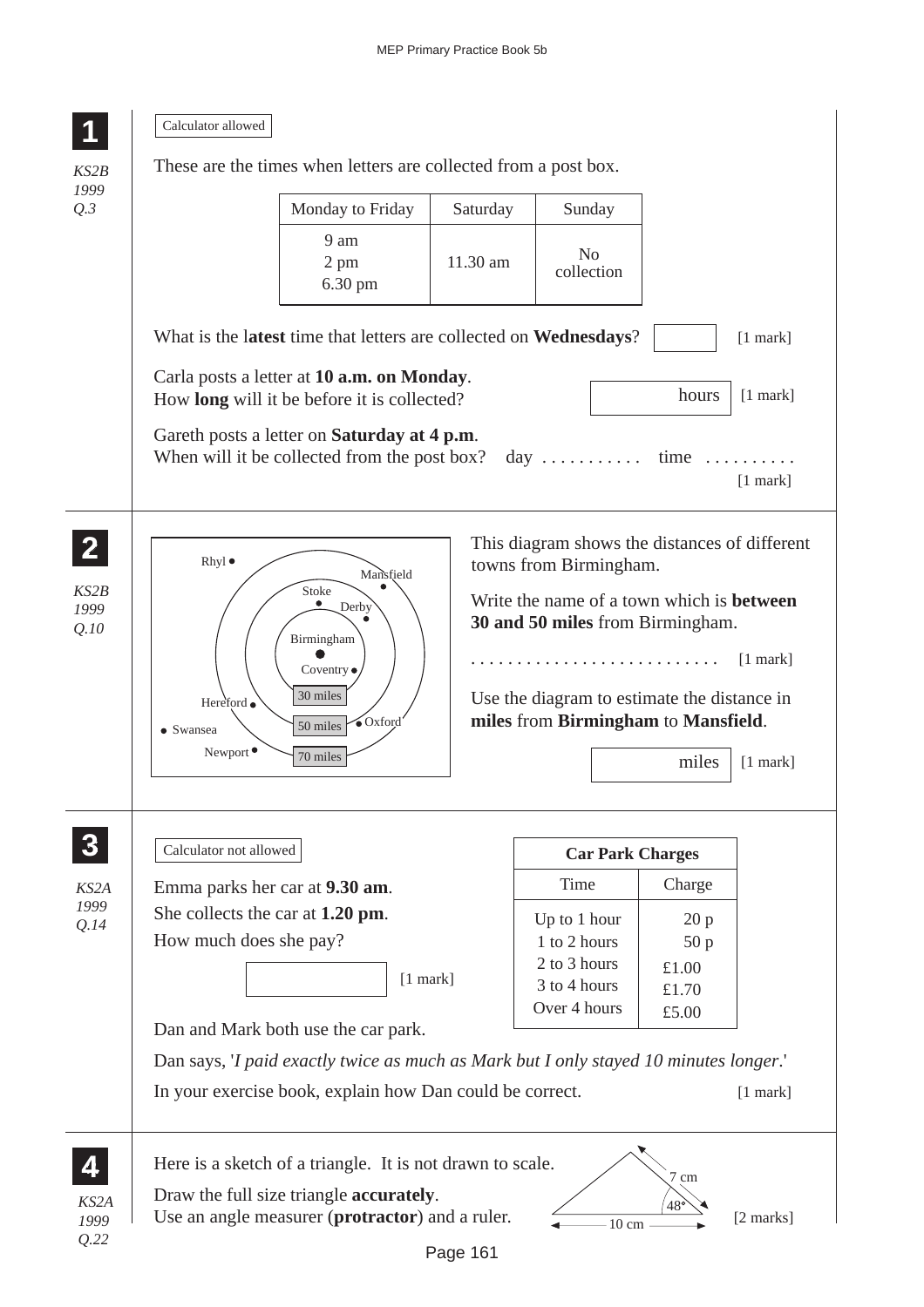## 1

*KS2B 1999 Q.3*

Calculator allowed

These are the times when letters are collected from a post box.

| Monday to Friday | Saturday | Sunday |
|---|---|---|
| 9 am<br>2 pm<br>6.30 pm | 11.30 am | No collection |

What is the l**atest** time that letters are collected on **Wednesdays**? [1 mark]

Carla posts a letter at **10 a.m. on Monday**.
How **long** will it be before it is collected? hours [1 mark]

Gareth posts a letter on **Saturday at 4 p.m**.
When will it be collected from the post box? day . . . . . . . . . . . time . . . . . . . . . .
[1 mark]

## 2

*KS2B 1999 Q.10*

This diagram shows the distances of different towns from Birmingham.

Write the name of a town which is **between 30 and 50 miles** from Birmingham.

. . . . . . . . . . . . . . . . . . . . . . . . . . . [1 mark]

Use the diagram to estimate the distance in **miles** from **Birmingham** to **Mansfield**.

miles [1 mark]

## 3

*KS2A 1999 Q.14*

Calculator not allowed

Emma parks her car at **9.30 am**.
She collects the car at **1.20 pm**.
How much does she pay?

[1 mark]

| Car Park Charges | |
|---|---|
| Time | Charge |
| Up to 1 hour | 20 p |
| 1 to 2 hours | 50 p |
| 2 to 3 hours | £1.00 |
| 3 to 4 hours | £1.70 |
| Over 4 hours | £5.00 |

Dan and Mark both use the car park.

Dan says, '*I paid exactly twice as much as Mark but I only stayed 10 minutes longer*.'

In your exercise book, explain how Dan could be correct. [1 mark]

## 4

*KS2A 1999 Q.22*

Here is a sketch of a triangle. It is not drawn to scale.

Draw the full size triangle **accurately**.
Use an angle measurer (**protractor**) and a ruler. [2 marks]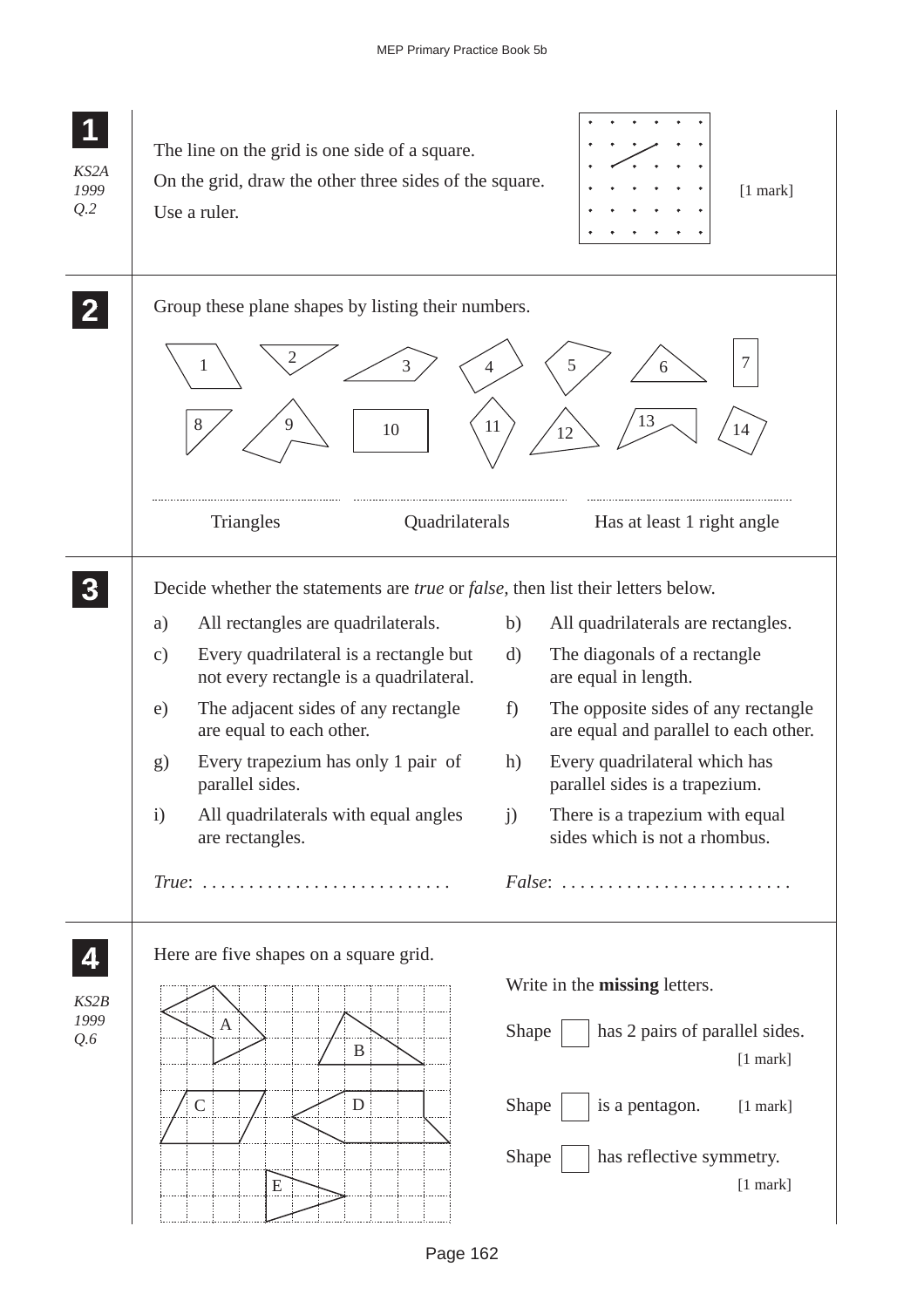**1**

*KS2A 1999 Q.2*

The line on the grid is one side of a square.

On the grid, draw the other three sides of the square.

Use a ruler.

[1 mark]

**2**

Group these plane shapes by listing their numbers.

. . . . . . . . . . . . . . . . . . . . . . . . . . . . . . . . . . . . . . . . . . . . . . . . . . . . . . . . . . . . . . . . . . . . . . . . . . . . . . . . .

Triangles | Quadrilaterals | Has at least 1 right angle

**3**

Decide whether the statements are *true* or *false*, then list their letters below.

a) All rectangles are quadrilaterals.

b) All quadrilaterals are rectangles.

c) Every quadrilateral is a rectangle but not every rectangle is a quadrilateral.

d) The diagonals of a rectangle are equal in length.

e) The adjacent sides of any rectangle are equal to each other.

f) The opposite sides of any rectangle are equal and parallel to each other.

g) Every trapezium has only 1 pair of parallel sides.

h) Every quadrilateral which has parallel sides is a trapezium.

i) All quadrilaterals with equal angles are rectangles.

j) There is a trapezium with equal sides which is not a rhombus.

*True*: . . . . . . . . . . . . . . . . . . . . . . . . . . .

*False*: . . . . . . . . . . . . . . . . . . . . . . . . . .

**4**

*KS2B 1999 Q.6*

Here are five shapes on a square grid.

Write in the **missing** letters.

Shape ☐ has 2 pairs of parallel sides. [1 mark]

Shape ☐ is a pentagon. [1 mark]

Shape ☐ has reflective symmetry. [1 mark]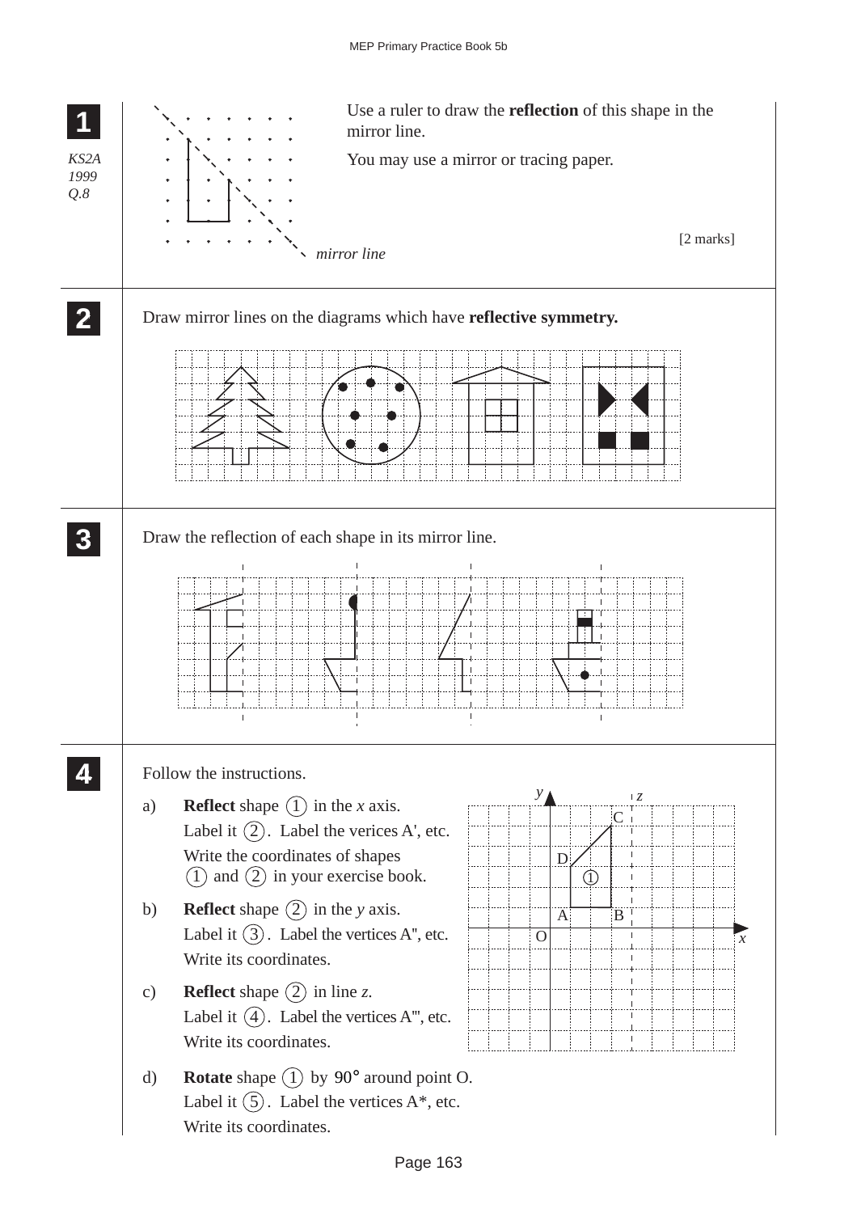**1**

*KS2A 1999 Q.8*

Use a ruler to draw the **reflection** of this shape in the mirror line.

You may use a mirror or tracing paper.

*mirror line*

[2 marks]

**2**

Draw mirror lines on the diagrams which have **reflective symmetry.**

**3**

Draw the reflection of each shape in its mirror line.

**4**

Follow the instructions.

a) **Reflect** shape (1) in the *x* axis.
Label it (2). Label the verices A', etc.
Write the coordinates of shapes (1) and (2) in your exercise book.

b) **Reflect** shape (2) in the *y* axis.
Label it (3). Label the vertices A'', etc.
Write its coordinates.

c) **Reflect** shape (2) in line *z*.
Label it (4). Label the vertices A''', etc.
Write its coordinates.

d) **Rotate** shape (1) by $90°$ around point O.
Label it (5). Label the vertices A*, etc.
Write its coordinates.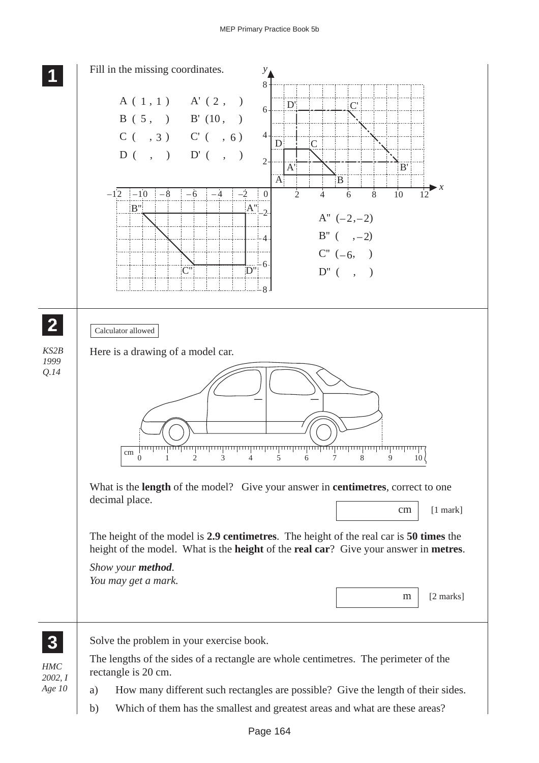**1**

Fill in the missing coordinates.

A ( 1 , 1 )  A' ( 2 ,  )

B ( 5 ,  )  B' (10 ,  )

C (  , 3 )  C' (  , 6 )

D (  ,  )  D' (  ,  )

A" $(-2, -2)$

B" (  $, -2)$

C" $(-6,$  )

D" (  ,  )

**2**

*KS2B 1999 Q.14*

Calculator allowed

Here is a drawing of a model car.

What is the **length** of the model? Give your answer in **centimetres**, correct to one decimal place.

cm [1 mark]

The height of the model is **2.9 centimetres**. The height of the real car is **50 times** the height of the model. What is the **height** of the **real car**? Give your answer in **metres**.

*Show your **method**.*
*You may get a mark.*

m [2 marks]

**3**

*HMC 2002, I Age 10*

Solve the problem in your exercise book.

The lengths of the sides of a rectangle are whole centimetres. The perimeter of the rectangle is 20 cm.

a) How many different such rectangles are possible? Give the length of their sides.

b) Which of them has the smallest and greatest areas and what are these areas?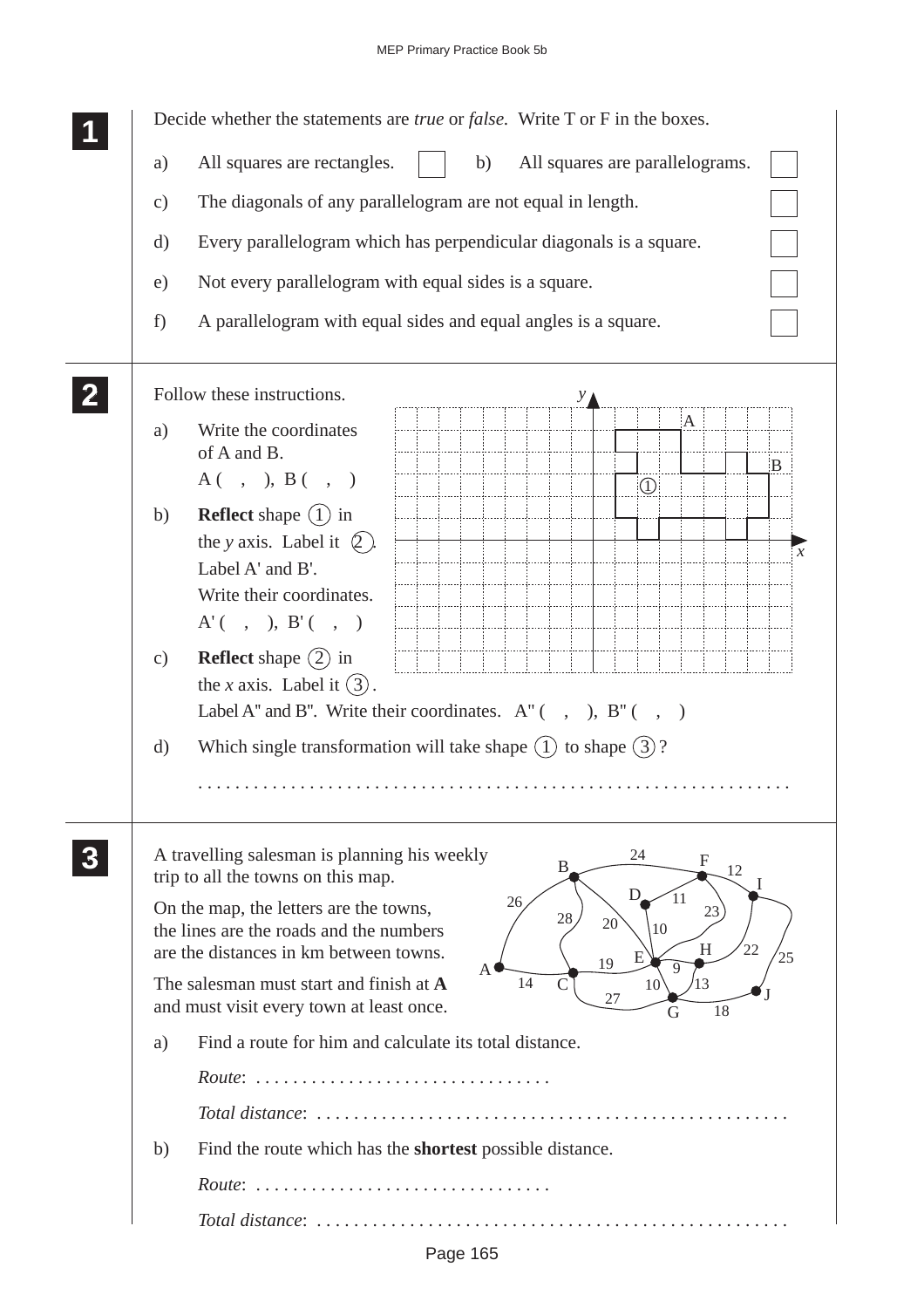**1** Decide whether the statements are *true* or *false*. Write T or F in the boxes.

a) All squares are rectangles. ☐

b) All squares are parallelograms. ☐

c) The diagonals of any parallelogram are not equal in length. ☐

d) Every parallelogram which has perpendicular diagonals is a square. ☐

e) Not every parallelogram with equal sides is a square. ☐

f) A parallelogram with equal sides and equal angles is a square. ☐

---

**2** Follow these instructions.

a) Write the coordinates of A and B.
A ( , ), B ( , )

b) **Reflect** shape ① in the $y$ axis. Label it ②. Label A' and B'. Write their coordinates.
A' ( , ), B' ( , )

c) **Reflect** shape ② in the $x$ axis. Label it ③. Label A'' and B''. Write their coordinates. A'' ( , ), B'' ( , )

d) Which single transformation will take shape ① to shape ③?

. . . . . . . . . . . . . . . . . . . . . . . . . . . . . . . . . . . . . . . . . . . . . . . . . . . . . . . . . . . .

---

**3** A travelling salesman is planning his weekly trip to all the towns on this map.

On the map, the letters are the towns, the lines are the roads and the numbers are the distances in km between towns.

The salesman must start and finish at **A** and must visit every town at least once.

a) Find a route for him and calculate its total distance.

*Route*: . . . . . . . . . . . . . . . . . . . . . . . . . . . . . . . .

*Total distance*: . . . . . . . . . . . . . . . . . . . . . . . . . . . . . . . . . . . . . . . . . . . . . . . . . .

b) Find the route which has the **shortest** possible distance.

*Route*: . . . . . . . . . . . . . . . . . . . . . . . . . . . . . . . .

*Total distance*: . . . . . . . . . . . . . . . . . . . . . . . . . . . . . . . . . . . . . . . . . . . . . . . . . .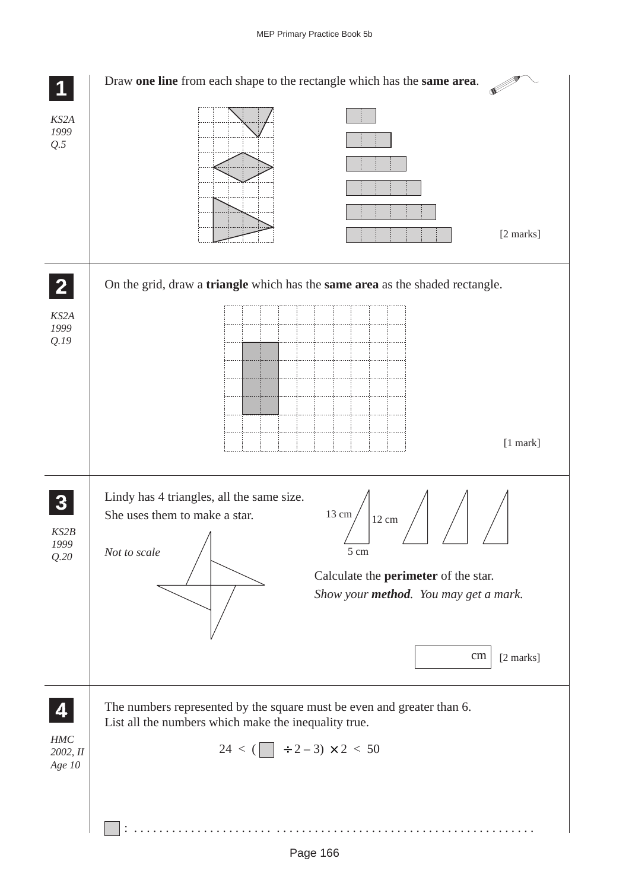**1**

*KS2A 1999 Q.5*

Draw **one line** from each shape to the rectangle which has the **same area**.

[2 marks]

**2**

*KS2A 1999 Q.19*

On the grid, draw a **triangle** which has the **same area** as the shaded rectangle.

[1 mark]

**3**

*KS2B 1999 Q.20*

Lindy has 4 triangles, all the same size.
She uses them to make a star.

13 cm　12 cm　5 cm

*Not to scale*

Calculate the **perimeter** of the star.
*Show your **method**. You may get a mark.*

cm [2 marks]

**4**

*HMC 2002, II Age 10*

The numbers represented by the square must be even and greater than 6.
List all the numbers which make the inequality true.

$$24 < (\square \div 2 - 3) \times 2 < 50$$

$\square$ : ..................................................................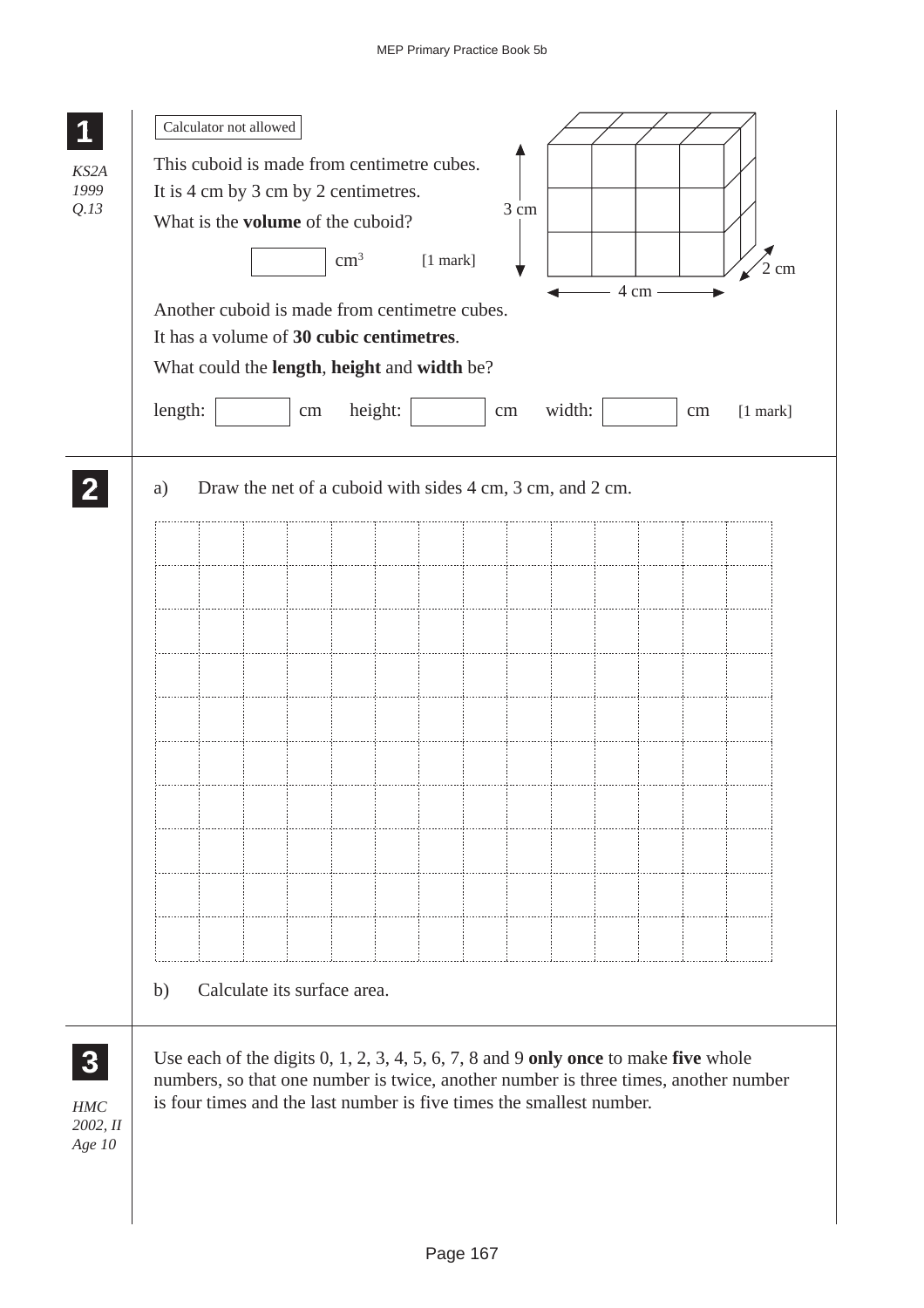**1**

*KS2A 1999 Q.13*

Calculator not allowed

This cuboid is made from centimetre cubes.
It is 4 cm by 3 cm by 2 centimetres.

What is the **volume** of the cuboid?

[ ] $cm^3$ [1 mark]

3 cm

4 cm

2 cm

Another cuboid is made from centimetre cubes.
It has a volume of **30 cubic centimetres**.

What could the **length**, **height** and **width** be?

length: [ ] cm height: [ ] cm width: [ ] cm [1 mark]

**2**

a) Draw the net of a cuboid with sides 4 cm, 3 cm, and 2 cm.

b) Calculate its surface area.

**3**

*HMC 2002, II Age 10*

Use each of the digits 0, 1, 2, 3, 4, 5, 6, 7, 8 and 9 **only once** to make **five** whole numbers, so that one number is twice, another number is three times, another number is four times and the last number is five times the smallest number.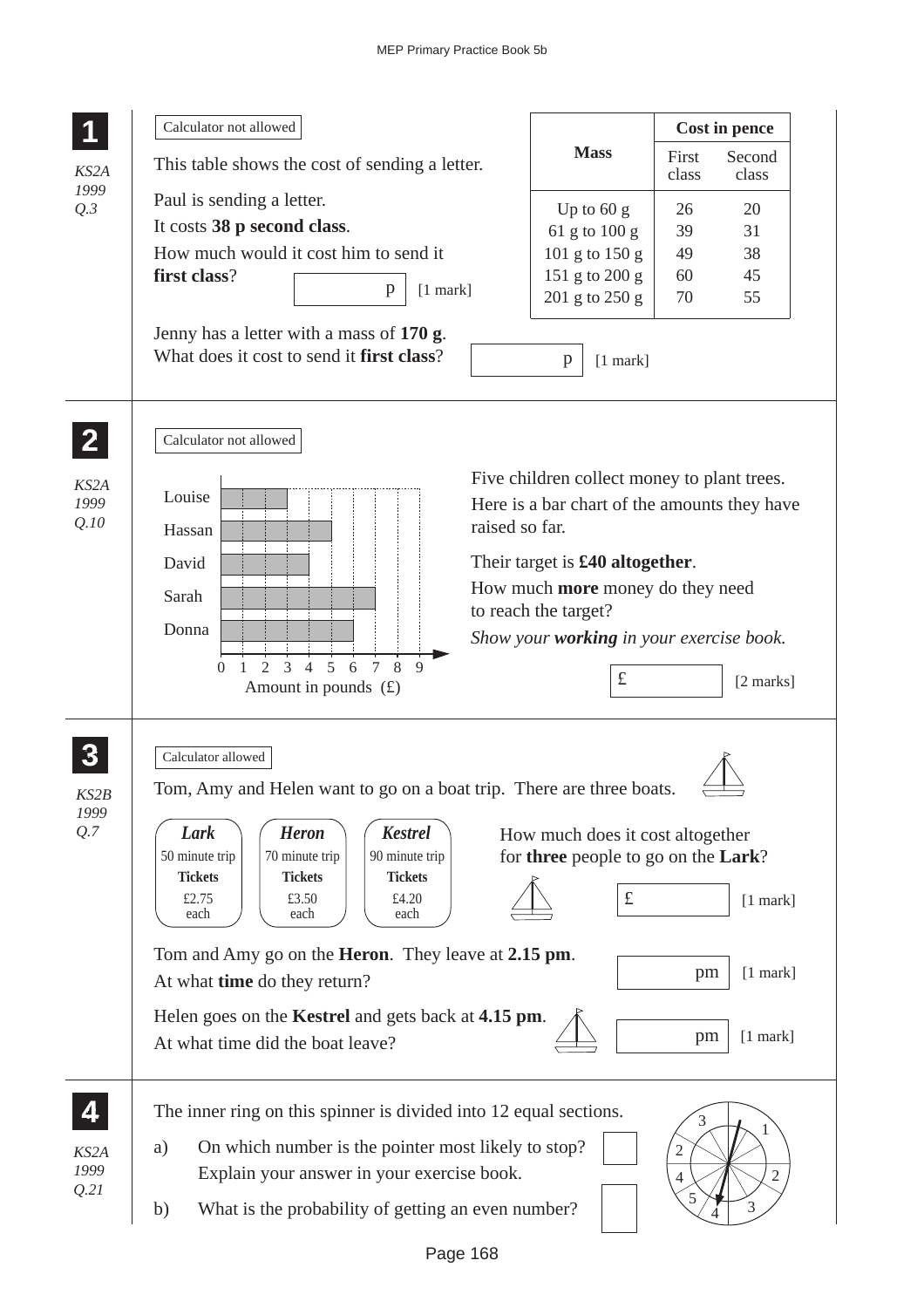## 1

*KS2A 1999 Q.3*

Calculator not allowed

This table shows the cost of sending a letter.

| Mass | Cost in pence | |
|---|---|---|
| | First class | Second class |
| Up to 60 g | 26 | 20 |
| 61 g to 100 g | 39 | 31 |
| 101 g to 150 g | 49 | 38 |
| 151 g to 200 g | 60 | 45 |
| 201 g to 250 g | 70 | 55 |

Paul is sending a letter.

It costs **38 p second class**.

How much would it cost him to send it **first class**? ______ p [1 mark]

Jenny has a letter with a mass of **170 g**.
What does it cost to send it **first class**? ______ p [1 mark]

## 2

*KS2A 1999 Q.10*

Calculator not allowed

Bar chart: Amount in pounds (£), axis 0 to 9

| Name | Amount (£) |
|---|---|
| Louise | 3 |
| Hassan | 5 |
| David | 4 |
| Sarah | 7 |
| Donna | 6 |

Five children collect money to plant trees.
Here is a bar chart of the amounts they have raised so far.

Their target is **£40 altogether**.
How much **more** money do they need to reach the target?

*Show your **working** in your exercise book.*

£ ______ [2 marks]

## 3

*KS2B 1999 Q.7*

Calculator allowed

Tom, Amy and Helen want to go on a boat trip. There are three boats.

| ***Lark*** | ***Heron*** | ***Kestrel*** |
|---|---|---|
| 50 minute trip | 70 minute trip | 90 minute trip |
| **Tickets** | **Tickets** | **Tickets** |
| £2.75 each | £3.50 each | £4.20 each |

How much does it cost altogether for **three** people to go on the **Lark**? £ ______ [1 mark]

Tom and Amy go on the **Heron**. They leave at **2.15 pm**.
At what **time** do they return? ______ pm [1 mark]

Helen goes on the **Kestrel** and gets back at **4.15 pm**.
At what time did the boat leave? ______ pm [1 mark]

## 4

*KS2A 1999 Q.21*

The inner ring on this spinner is divided into 12 equal sections.

a) On which number is the pointer most likely to stop? ______
Explain your answer in your exercise book.

b) What is the probability of getting an even number? ______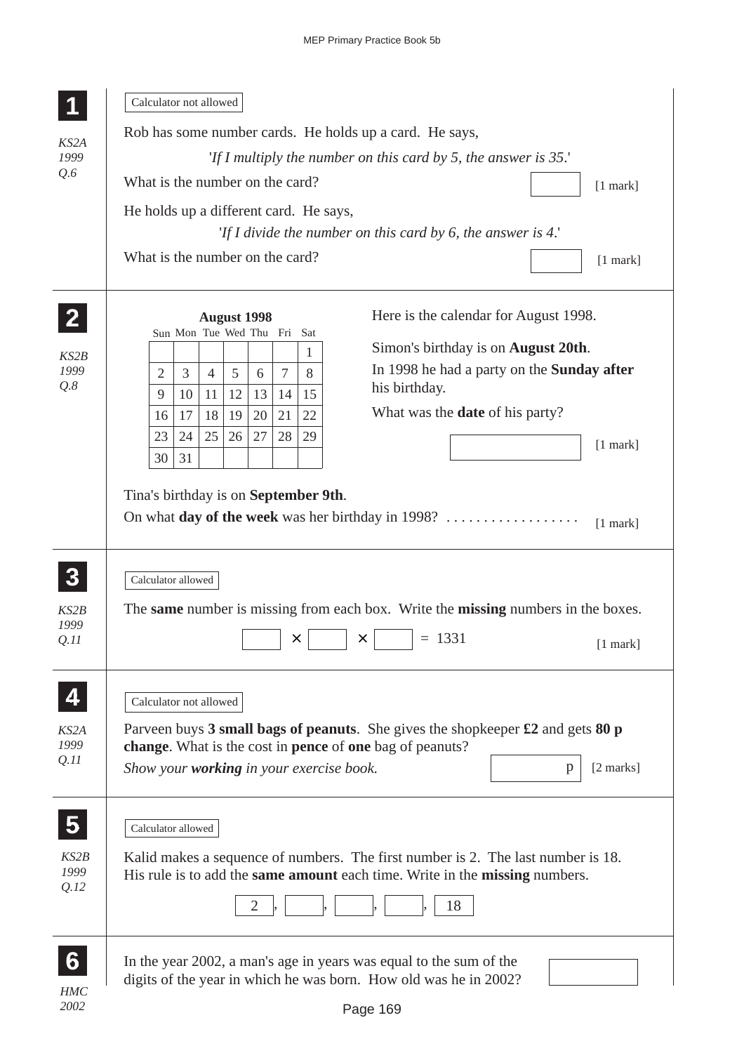**1**

*KS2A 1999 Q.6*

Calculator not allowed

Rob has some number cards. He holds up a card. He says,

*'If I multiply the number on this card by 5, the answer is 35.'*

What is the number on the card? [1 mark]

He holds up a different card. He says,

*'If I divide the number on this card by 6, the answer is 4.'*

What is the number on the card? [1 mark]

---

**2**

*KS2B 1999 Q.8*

**August 1998**

| Sun | Mon | Tue | Wed | Thu | Fri | Sat |
|---|---|---|---|---|---|---|
| | | | | | | 1 |
| 2 | 3 | 4 | 5 | 6 | 7 | 8 |
| 9 | 10 | 11 | 12 | 13 | 14 | 15 |
| 16 | 17 | 18 | 19 | 20 | 21 | 22 |
| 23 | 24 | 25 | 26 | 27 | 28 | 29 |
| 30 | 31 | | | | | |

Here is the calendar for August 1998.

Simon's birthday is on **August 20th**.

In 1998 he had a party on the **Sunday after** his birthday.

What was the **date** of his party? [1 mark]

Tina's birthday is on **September 9th**.

On what **day of the week** was her birthday in 1998? .................. [1 mark]

---

**3**

*KS2B 1999 Q.11*

Calculator allowed

The **same** number is missing from each box. Write the **missing** numbers in the boxes.

$\square \times \square \times \square = 1331$ [1 mark]

---

**4**

*KS2A 1999 Q.11*

Calculator not allowed

Parveen buys **3 small bags of peanuts**. She gives the shopkeeper **£2** and gets **80 p change**. What is the cost in **pence** of **one** bag of peanuts?

*Show your **working** in your exercise book.* p [2 marks]

---

**5**

*KS2B 1999 Q.12*

Calculator allowed

Kalid makes a sequence of numbers. The first number is 2. The last number is 18.
His rule is to add the **same amount** each time. Write in the **missing** numbers.

2, ___, ___, ___, 18

---

**6**

*HMC 2002*

In the year 2002, a man's age in years was equal to the sum of the digits of the year in which he was born. How old was he in 2002?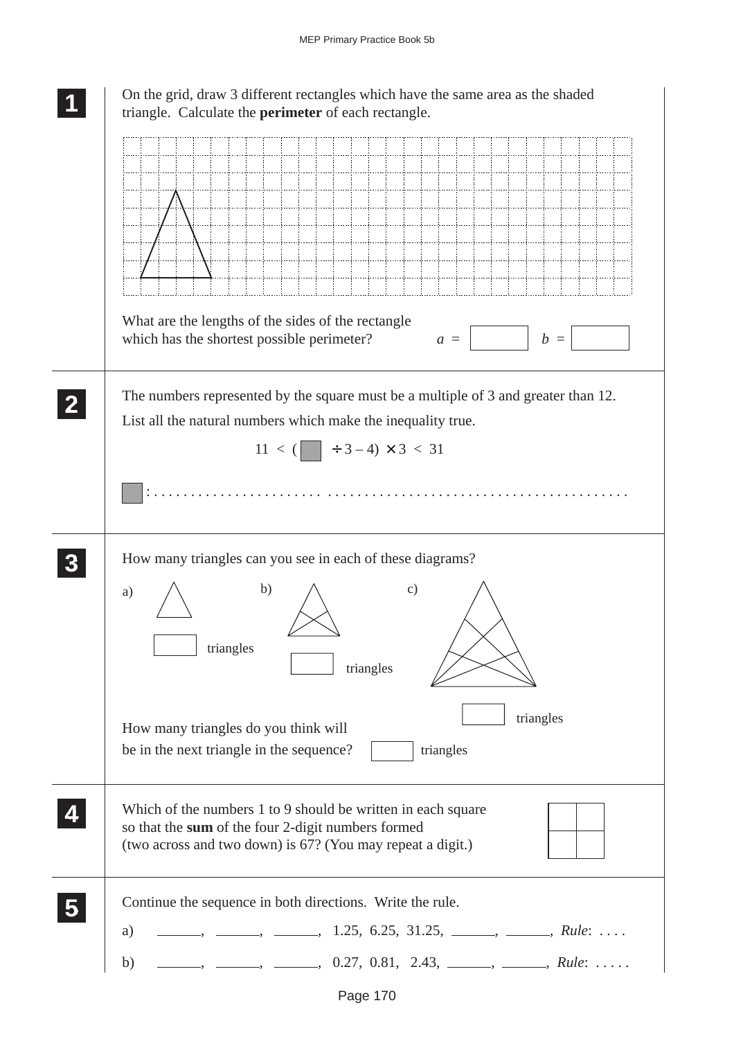**1** On the grid, draw 3 different rectangles which have the same area as the shaded triangle. Calculate the **perimeter** of each rectangle.

What are the lengths of the sides of the rectangle which has the shortest possible perimeter? $a$ = ☐ $b$ = ☐

**2** The numbers represented by the square must be a multiple of 3 and greater than 12.

List all the natural numbers which make the inequality true.

$$11 < (\square \div 3 - 4) \times 3 < 31$$

☐ : . . . . . . . . . . . . . . . . . . . . . . . . . . . . . . . . . . . . . . . . . . . . . . . . . . . . . . . . . . . .

**3** How many triangles can you see in each of these diagrams?

a) ☐ triangles

b) ☐ triangles

c) ☐ triangles

How many triangles do you think will be in the next triangle in the sequence? ☐ triangles

**4** Which of the numbers 1 to 9 should be written in each square so that the **sum** of the four 2-digit numbers formed (two across and two down) is 67? (You may repeat a digit.)

**5** Continue the sequence in both directions. Write the rule.

a) ______, ______, ______, 1.25, 6.25, 31.25, ______, ______, *Rule*: . . . .

b) ______, ______, ______, 0.27, 0.81, 2.43, ______, ______, *Rule*: . . . . .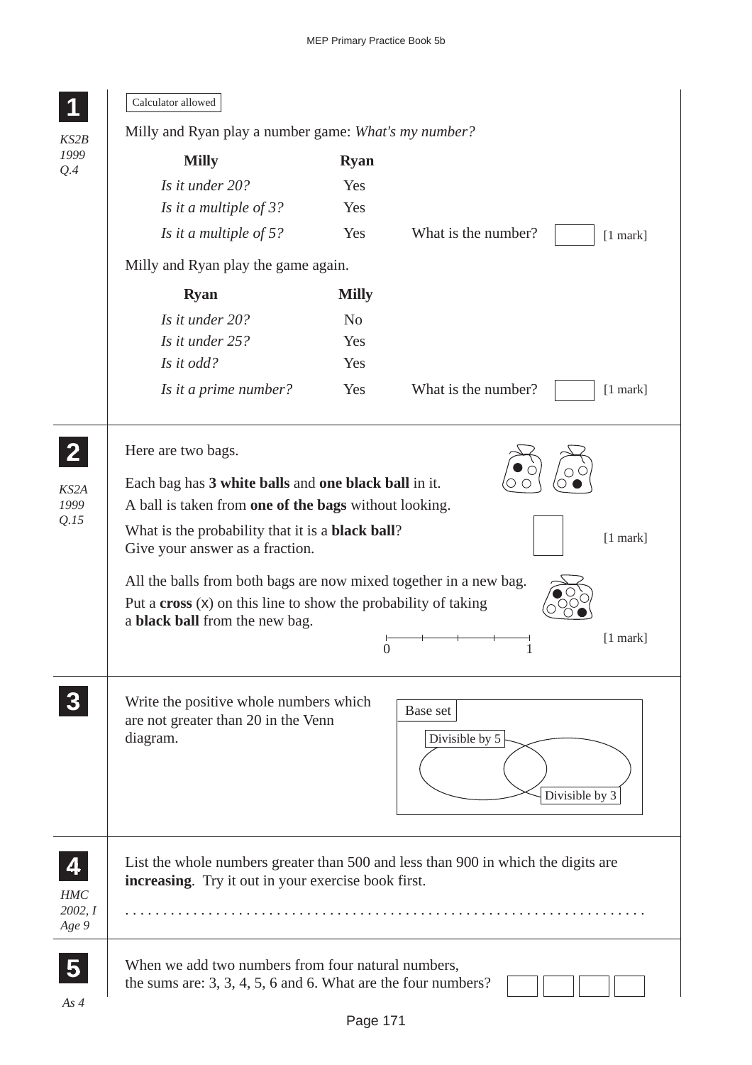**1**

*KS2B 1999 Q.4*

Calculator allowed

Milly and Ryan play a number game: *What's my number?*

| **Milly** | **Ryan** |
|---|---|
| *Is it under 20?* | Yes |
| *Is it a multiple of 3?* | Yes |
| *Is it a multiple of 5?* | Yes |

What is the number? [1 mark]

Milly and Ryan play the game again.

| **Ryan** | **Milly** |
|---|---|
| *Is it under 20?* | No |
| *Is it under 25?* | Yes |
| *Is it odd?* | Yes |
| *Is it a prime number?* | Yes |

What is the number? [1 mark]

---

**2**

*KS2A 1999 Q.15*

Here are two bags.

Each bag has **3 white balls** and **one black ball** in it.
A ball is taken from **one of the bags** without looking.

What is the probability that it is a **black ball**?
Give your answer as a fraction. [1 mark]

All the balls from both bags are now mixed together in a new bag.
Put a **cross** (x) on this line to show the probability of taking a **black ball** from the new bag.

0 ——— 1 [1 mark]

---

**3**

Write the positive whole numbers which are not greater than 20 in the Venn diagram.

Base set
Divisible by 5
Divisible by 3

---

**4**

*HMC 2002, I Age 9*

List the whole numbers greater than 500 and less than 900 in which the digits are **increasing**. Try it out in your exercise book first.

. . . . . . . . . . . . . . . . . . . . . . . . . . . . . . . . . . . . . . . . . . . . . . . . . . . . . . . . . . . . . . . . .

---

**5**

*As 4*

When we add two numbers from four natural numbers, the sums are: 3, 3, 4, 5, 6 and 6. What are the four numbers?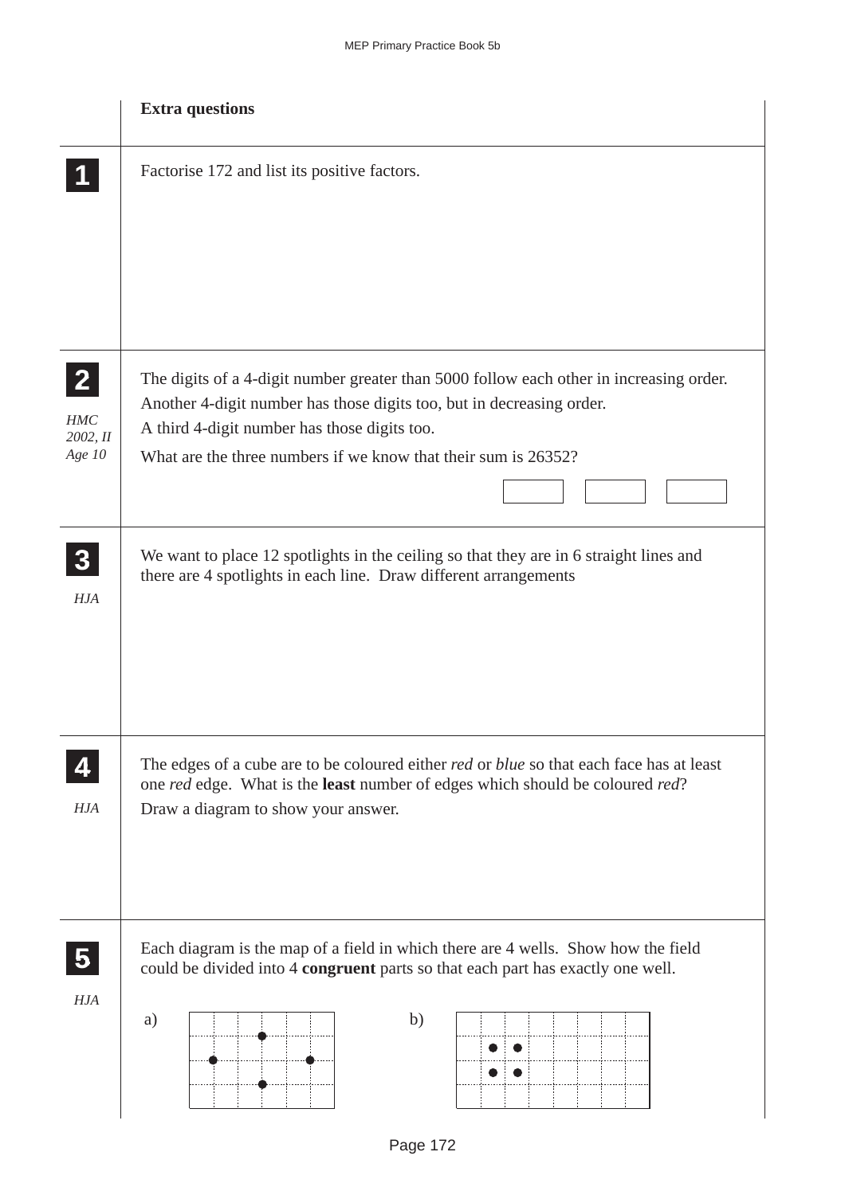**Extra questions**

**1**

Factorise 172 and list its positive factors.

**2**

*HMC 2002, II Age 10*

The digits of a 4-digit number greater than 5000 follow each other in increasing order.
Another 4-digit number has those digits too, but in decreasing order.
A third 4-digit number has those digits too.
What are the three numbers if we know that their sum is 26352?

**3**

*HJA*

We want to place 12 spotlights in the ceiling so that they are in 6 straight lines and there are 4 spotlights in each line. Draw different arrangements

**4**

*HJA*

The edges of a cube are to be coloured either *red* or *blue* so that each face has at least one *red* edge. What is the **least** number of edges which should be coloured *red*?
Draw a diagram to show your answer.

**5**

*HJA*

Each diagram is the map of a field in which there are 4 wells. Show how the field could be divided into 4 **congruent** parts so that each part has exactly one well.

a)

b)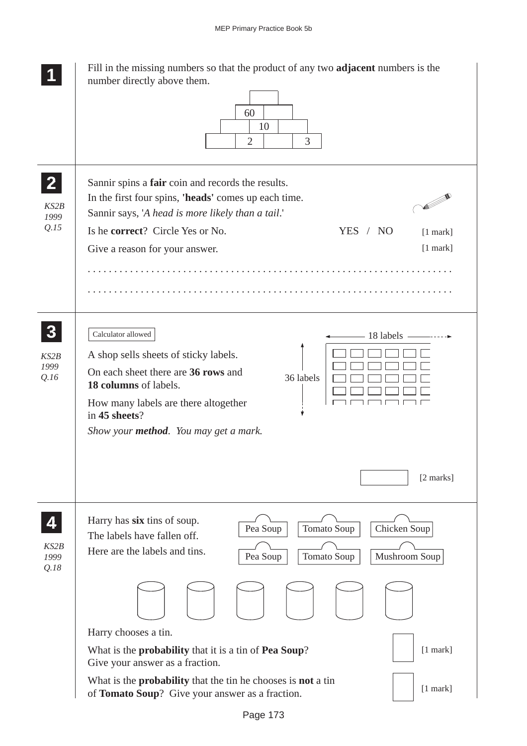**1** Fill in the missing numbers so that the product of any two **adjacent** numbers is the number directly above them.

| | | | |
|---|---|---|---|
| | | | |
| | 60 | | |
| | | 10 | | |
| | 2 | | 3 |

**2** *KS2B 1999 Q.15*

Sannir spins a **fair** coin and records the results.

In the first four spins, **'heads'** comes up each time.

Sannir says, '*A head is more likely than a tail.*'

Is he **correct**? Circle Yes or No. YES / NO [1 mark]

Give a reason for your answer. [1 mark]

. . . . . . . . . . . . . . . . . . . . . . . . . . . . . . . . . . . . . . . . . . . . . . . . . . . . . . . . . . . . . . . . . .

. . . . . . . . . . . . . . . . . . . . . . . . . . . . . . . . . . . . . . . . . . . . . . . . . . . . . . . . . . . . . . . . . .

**3** *KS2B 1999 Q.16*

Calculator allowed

A shop sells sheets of sticky labels.

On each sheet there are **36 rows** and **18 columns** of labels.

(Diagram: 18 labels across, 36 labels down)

How many labels are there altogether in **45 sheets**?

*Show your **method**. You may get a mark.*

[2 marks]

**4** *KS2B 1999 Q.18*

Harry has **six** tins of soup.
The labels have fallen off.
Here are the labels and tins.

Pea Soup, Tomato Soup, Chicken Soup, Pea Soup, Tomato Soup, Mushroom Soup

Harry chooses a tin.

What is the **probability** that it is a tin of **Pea Soup**? Give your answer as a fraction. [1 mark]

What is the **probability** that the tin he chooses is **not** a tin of **Tomato Soup**? Give your answer as a fraction. [1 mark]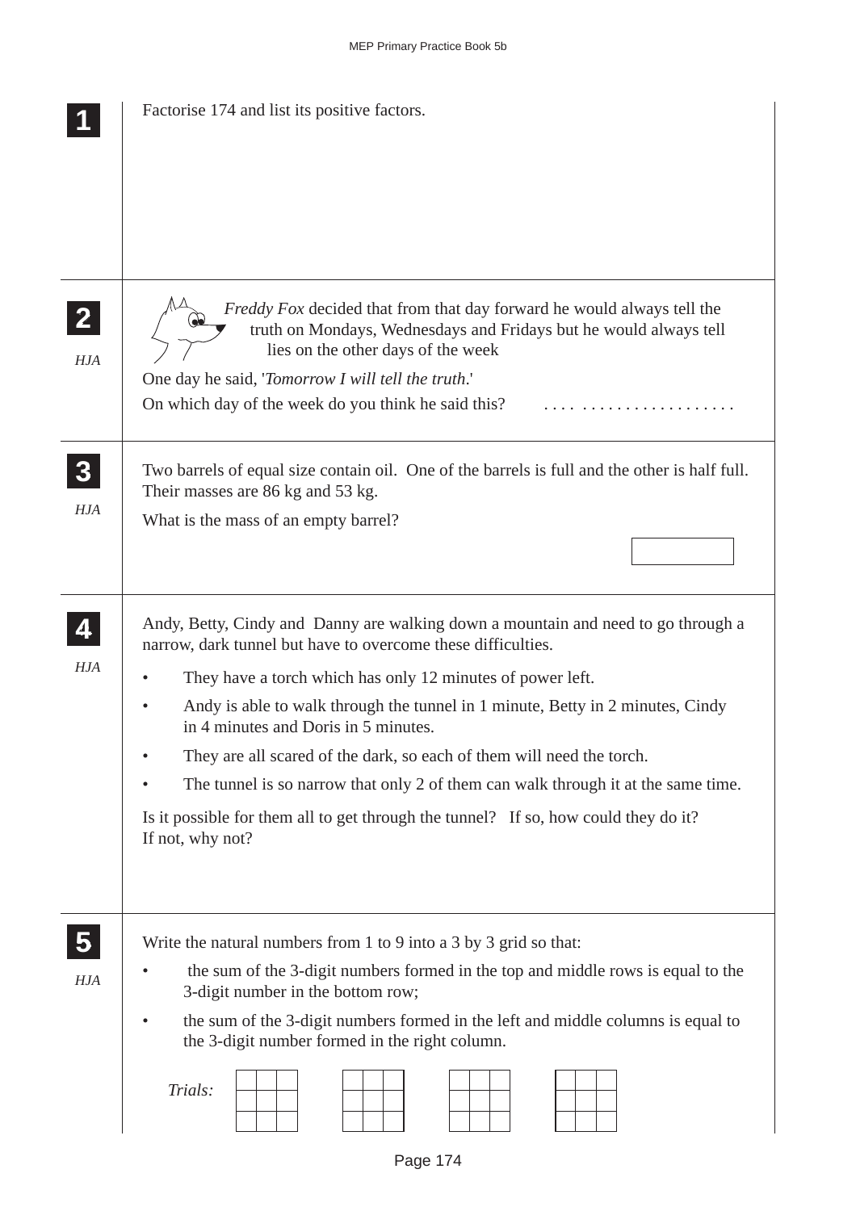**1**

Factorise 174 and list its positive factors.

**2**

*HJA*

*Freddy Fox* decided that from that day forward he would always tell the truth on Mondays, Wednesdays and Fridays but he would always tell lies on the other days of the week

One day he said, '*Tomorrow I will tell the truth*.'

On which day of the week do you think he said this? . . . . . . . . . . . . . . . . . . . . . .

**3**

*HJA*

Two barrels of equal size contain oil. One of the barrels is full and the other is half full. Their masses are 86 kg and 53 kg.

What is the mass of an empty barrel?

**4**

*HJA*

Andy, Betty, Cindy and Danny are walking down a mountain and need to go through a narrow, dark tunnel but have to overcome these difficulties.

- They have a torch which has only 12 minutes of power left.
- Andy is able to walk through the tunnel in 1 minute, Betty in 2 minutes, Cindy in 4 minutes and Doris in 5 minutes.
- They are all scared of the dark, so each of them will need the torch.
- The tunnel is so narrow that only 2 of them can walk through it at the same time.

Is it possible for them all to get through the tunnel? If so, how could they do it? If not, why not?

**5**

*HJA*

Write the natural numbers from 1 to 9 into a 3 by 3 grid so that:

- the sum of the 3-digit numbers formed in the top and middle rows is equal to the 3-digit number in the bottom row;
- the sum of the 3-digit numbers formed in the left and middle columns is equal to the 3-digit number formed in the right column.

*Trials:*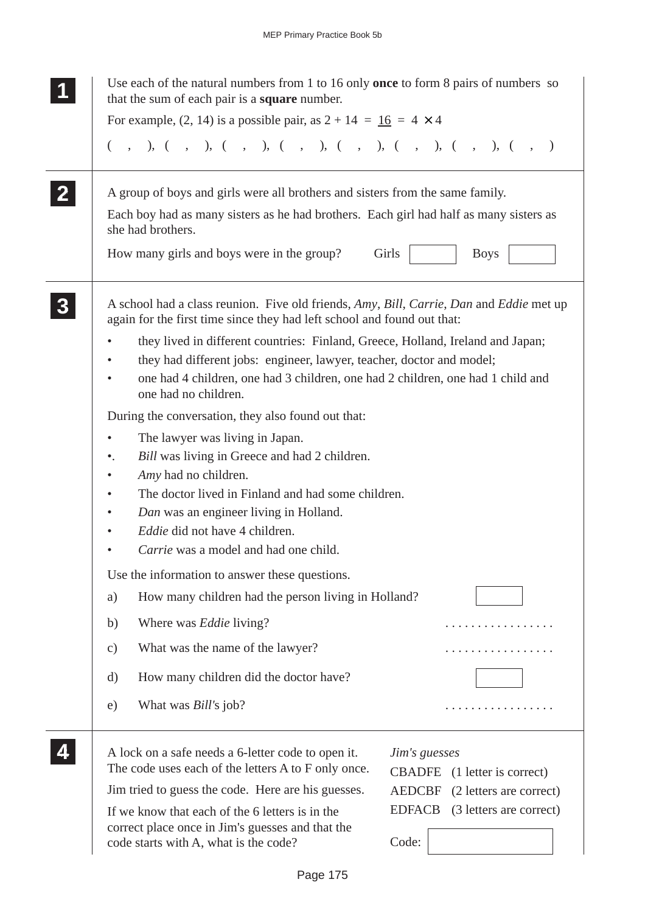**1**

Use each of the natural numbers from 1 to 16 only **once** to form 8 pairs of numbers so that the sum of each pair is a **square** number.

For example, (2, 14) is a possible pair, as $2 + 14 = \underline{16} = 4 \times 4$

( , ), ( , ), ( , ), ( , ), ( , ), ( , ), ( , ), ( , )

---

**2**

A group of boys and girls were all brothers and sisters from the same family.

Each boy had as many sisters as he had brothers. Each girl had half as many sisters as she had brothers.

How many girls and boys were in the group? Girls [ ] Boys [ ]

---

**3**

A school had a class reunion. Five old friends, *Amy*, *Bill*, *Carrie*, *Dan* and *Eddie* met up again for the first time since they had left school and found out that:

- they lived in different countries: Finland, Greece, Holland, Ireland and Japan;
- they had different jobs: engineer, lawyer, teacher, doctor and model;
- one had 4 children, one had 3 children, one had 2 children, one had 1 child and one had no children.

During the conversation, they also found out that:

- The lawyer was living in Japan.
- *Bill* was living in Greece and had 2 children.
- *Amy* had no children.
- The doctor lived in Finland and had some children.
- *Dan* was an engineer living in Holland.
- *Eddie* did not have 4 children.
- *Carrie* was a model and had one child.

Use the information to answer these questions.

a) How many children had the person living in Holland? [ ]

b) Where was *Eddie* living? . . . . . . . . . . . . . . . . .

c) What was the name of the lawyer? . . . . . . . . . . . . . . . . .

d) How many children did the doctor have? [ ]

e) What was *Bill*'s job? . . . . . . . . . . . . . . . . .

---

**4**

A lock on a safe needs a 6-letter code to open it. The code uses each of the letters A to F only once.

Jim tried to guess the code. Here are his guesses.

If we know that each of the 6 letters is in the correct place once in Jim's guesses and that the code starts with A, what is the code?

*Jim's guesses*

CBADFE (1 letter is correct)

AEDCBF (2 letters are correct)

EDFACB (3 letters are correct)

Code: [ ]